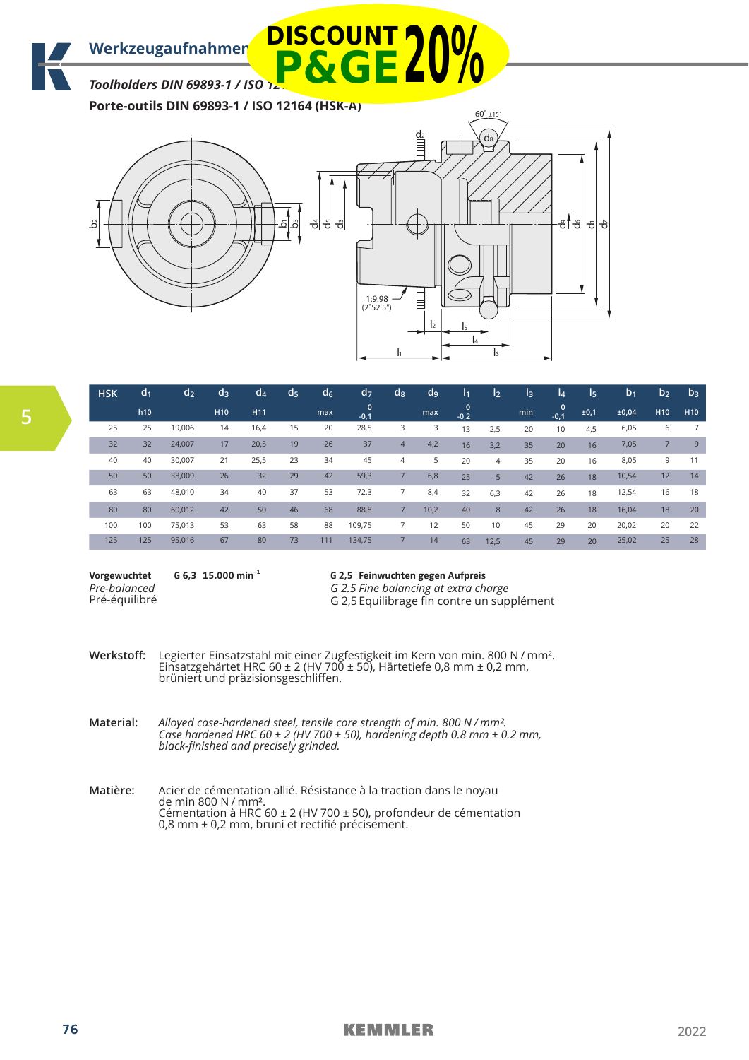# Werkzeugaufnahmen

DISCOUNT P&GE 20%

*Toolholders DIN 69893-1 / ISO 12164 (HSK-A)*

**Porte-outils DIN 69893-1 / ISO 12164 (HSK-A)**

| HSK | $d_1$ | $d_2$ | $d_3$ | $d_4$ | $d_5$ | $d_6$ | $d_7$ | $d_8$ | $d_9$ | $l_1$ | $l_2$ | $l_3$ | $l_4$ | $l_5$ | $b_1$ | $b_2$ | $b_3$ |
|---|---|---|---|---|---|---|---|---|---|---|---|---|---|---|---|---|---|
| | h10 | | H10 | H11 | | max | 0 / -0,1 | | max | 0 / -0,2 | | min | 0 / -0,1 | ±0,1 | ±0,04 | H10 | H10 |
| 25 | 25 | 19,006 | 14 | 16,4 | 15 | 20 | 28,5 | 3 | 3 | 13 | 2,5 | 20 | 10 | 4,5 | 6,05 | 6 | 7 |
| 32 | 32 | 24,007 | 17 | 20,5 | 19 | 26 | 37 | 4 | 4,2 | 16 | 3,2 | 35 | 20 | 16 | 7,05 | 7 | 9 |
| 40 | 40 | 30,007 | 21 | 25,5 | 23 | 34 | 45 | 4 | 5 | 20 | 4 | 35 | 20 | 16 | 8,05 | 9 | 11 |
| 50 | 50 | 38,009 | 26 | 32 | 29 | 42 | 59,3 | 7 | 6,8 | 25 | 5 | 42 | 26 | 18 | 10,54 | 12 | 14 |
| 63 | 63 | 48,010 | 34 | 40 | 37 | 53 | 72,3 | 7 | 8,4 | 32 | 6,3 | 42 | 26 | 18 | 12,54 | 16 | 18 |
| 80 | 80 | 60,012 | 42 | 50 | 46 | 68 | 88,8 | 7 | 10,2 | 40 | 8 | 42 | 26 | 18 | 16,04 | 18 | 20 |
| 100 | 100 | 75,013 | 53 | 63 | 58 | 88 | 109,75 | 7 | 12 | 50 | 10 | 45 | 29 | 20 | 20,02 | 20 | 22 |
| 125 | 125 | 95,016 | 67 | 80 | 73 | 111 | 134,75 | 7 | 14 | 63 | 12,5 | 45 | 29 | 20 | 25,02 | 25 | 28 |

**Vorgewuchtet** **G 6,3 15.000 min$^{-1}$**
*Pre-balanced*
Pré-équilibré

**G 2,5 Feinwuchten gegen Aufpreis**
*G 2.5 Fine balancing at extra charge*
G 2,5 Equilibrage fin contre un supplément

**Werkstoff:** Legierter Einsatzstahl mit einer Zugfestigkeit im Kern von min. 800 N / mm². Einsatzgehärtet HRC 60 ± 2 (HV 700 ± 50), Härtetiefe 0,8 mm ± 0,2 mm, brüniert und präzisionsgeschliffen.

**Material:** *Alloyed case-hardened steel, tensile core strength of min. 800 N / mm². Case hardened HRC 60 ± 2 (HV 700 ± 50), hardening depth 0.8 mm ± 0.2 mm, black-finished and precisely grinded.*

**Matière:** Acier de cémentation allié. Résistance à la traction dans le noyau de min 800 N / mm². Cémentation à HRC 60 ± 2 (HV 700 ± 50), profondeur de cémentation 0,8 mm ± 0,2 mm, bruni et rectifié précisément.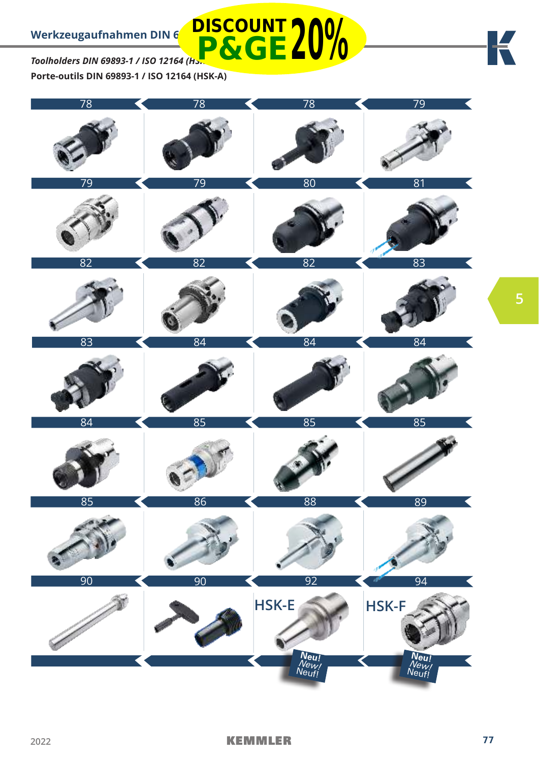## Werkzeugaufnahmen DIN 69893-1 / ISO 12164 (HSK-A)

DISCOUNT **P&GE** 20%

*Toolholders DIN 69893-1 / ISO 12164 (HSK-A)*

**Porte-outils DIN 69893-1 / ISO 12164 (HSK-A)**

| | | | |
|---|---|---|---|
| 78 | 78 | 78 | 79 |
| 79 | 79 | 80 | 81 |
| 82 | 82 | 82 | 83 |
| 83 | 84 | 84 | 84 |
| 84 | 85 | 85 | 85 |
| 85 | 86 | 88 | 89 |
| 90 | 90 | 92 | 94 |
| | | HSK-E | HSK-F |
| | | Neu! New! Neuf! | Neu! New! Neuf! |

5

2022

KEMMLER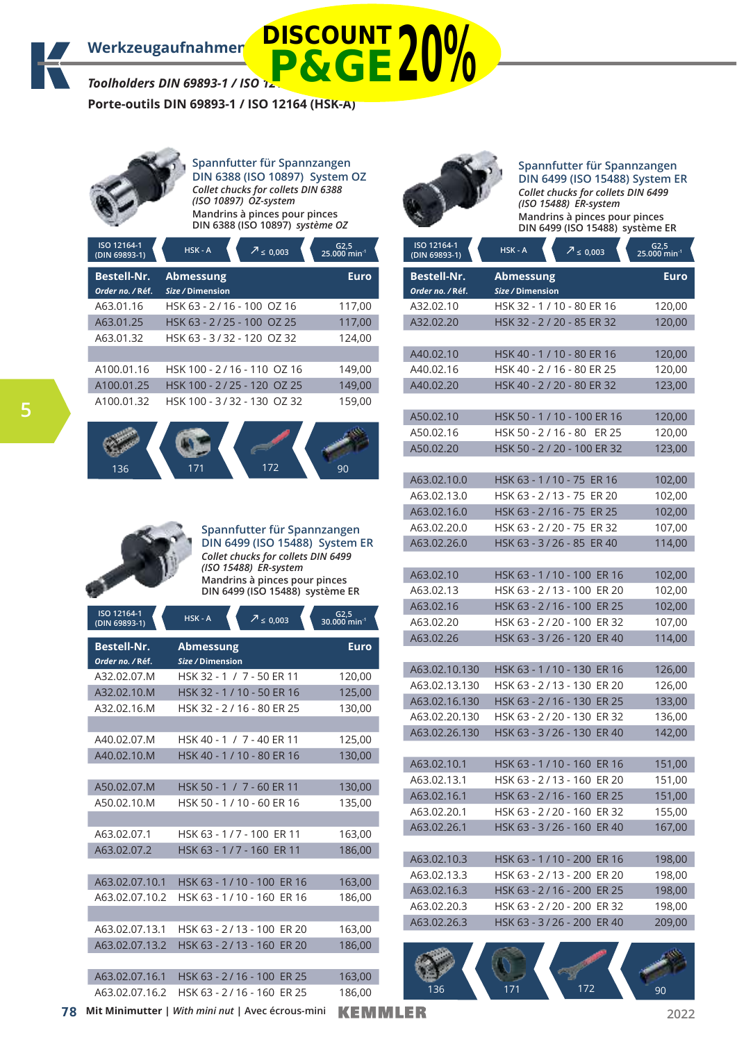# Werkzeugaufnahmen

DISCOUNT P&GE 20%

***Toolholders DIN 69893-1 / ISO 12164 (HSK-A)***

**Porte-outils DIN 69893-1 / ISO 12164 (HSK-A)**

## Spannfutter für Spannzangen DIN 6388 (ISO 10897) System OZ

*Collet chucks for collets DIN 6388 (ISO 10897) OZ-system*

Mandrins à pinces pour pinces DIN 6388 (ISO 10897) *système OZ*

ISO 12164-1 (DIN 69893-1) | HSK - A | ↗ ≤ 0,003 | G2,5 25.000 min⁻¹

| Bestell-Nr. *Order no. / Réf.* | Abmessung *Size / Dimension* | Euro |
|---|---|---|
| A63.01.16 | HSK 63 - 2 / 16 - 100 OZ 16 | 117,00 |
| A63.01.25 | HSK 63 - 2 / 25 - 100 OZ 25 | 117,00 |
| A63.01.32 | HSK 63 - 3 / 32 - 120 OZ 32 | 124,00 |
| | | |
| A100.01.16 | HSK 100 - 2 / 16 - 110 OZ 16 | 149,00 |
| A100.01.25 | HSK 100 - 2 / 25 - 120 OZ 25 | 149,00 |
| A100.01.32 | HSK 100 - 3 / 32 - 130 OZ 32 | 159,00 |

136 | 171 | 172 | 90

## Spannfutter für Spannzangen DIN 6499 (ISO 15488) System ER

*Collet chucks for collets DIN 6499 (ISO 15488) ER-system*

Mandrins à pinces pour pinces DIN 6499 (ISO 15488) système ER

ISO 12164-1 (DIN 69893-1) | HSK - A | ↗ ≤ 0,003 | G2,5 30.000 min⁻¹

| Bestell-Nr. *Order no. / Réf.* | Abmessung *Size / Dimension* | Euro |
|---|---|---|
| A32.02.07.M | HSK 32 - 1 / 7 - 50 ER 11 | 120,00 |
| A32.02.10.M | HSK 32 - 1 / 10 - 50 ER 16 | 125,00 |
| A32.02.16.M | HSK 32 - 2 / 16 - 80 ER 25 | 130,00 |
| | | |
| A40.02.07.M | HSK 40 - 1 / 7 - 40 ER 11 | 125,00 |
| A40.02.10.M | HSK 40 - 1 / 10 - 80 ER 16 | 130,00 |
| | | |
| A50.02.07.M | HSK 50 - 1 / 7 - 60 ER 11 | 130,00 |
| A50.02.10.M | HSK 50 - 1 / 10 - 60 ER 16 | 135,00 |
| | | |
| A63.02.07.1 | HSK 63 - 1 / 7 - 100 ER 11 | 163,00 |
| A63.02.07.2 | HSK 63 - 1 / 7 - 160 ER 11 | 186,00 |
| | | |
| A63.02.07.10.1 | HSK 63 - 1 / 10 - 100 ER 16 | 163,00 |
| A63.02.07.10.2 | HSK 63 - 1 / 10 - 160 ER 16 | 186,00 |
| | | |
| A63.02.07.13.1 | HSK 63 - 2 / 13 - 100 ER 20 | 163,00 |
| A63.02.07.13.2 | HSK 63 - 2 / 13 - 160 ER 20 | 186,00 |
| | | |
| A63.02.07.16.1 | HSK 63 - 2 / 16 - 100 ER 25 | 163,00 |
| A63.02.07.16.2 | HSK 63 - 2 / 16 - 160 ER 25 | 186,00 |

Mit Minimutter | *With mini nut* | Avec écrous-mini

## Spannfutter für Spannzangen DIN 6499 (ISO 15488) System ER

*Collet chucks for collets DIN 6499 (ISO 15488) ER-system*

Mandrins à pinces pour pinces DIN 6499 (ISO 15488) système ER

ISO 12164-1 (DIN 69893-1) | HSK - A | ↗ ≤ 0,003 | G2,5 25.000 min⁻¹

| Bestell-Nr. *Order no. / Réf.* | Abmessung *Size / Dimension* | Euro |
|---|---|---|
| A32.02.10 | HSK 32 - 1 / 10 - 80 ER 16 | 120,00 |
| A32.02.20 | HSK 32 - 2 / 20 - 85 ER 32 | 120,00 |
| | | |
| A40.02.10 | HSK 40 - 1 / 10 - 80 ER 16 | 120,00 |
| A40.02.16 | HSK 40 - 2 / 16 - 80 ER 25 | 120,00 |
| A40.02.20 | HSK 40 - 2 / 20 - 80 ER 32 | 123,00 |
| | | |
| A50.02.10 | HSK 50 - 1 / 10 - 100 ER 16 | 120,00 |
| A50.02.16 | HSK 50 - 2 / 16 - 80 ER 25 | 120,00 |
| A50.02.20 | HSK 50 - 2 / 20 - 100 ER 32 | 123,00 |
| | | |
| A63.02.10.0 | HSK 63 - 1 / 10 - 75 ER 16 | 102,00 |
| A63.02.13.0 | HSK 63 - 2 / 13 - 75 ER 20 | 102,00 |
| A63.02.16.0 | HSK 63 - 2 / 16 - 75 ER 25 | 102,00 |
| A63.02.20.0 | HSK 63 - 2 / 20 - 75 ER 32 | 107,00 |
| A63.02.26.0 | HSK 63 - 3 / 26 - 85 ER 40 | 114,00 |
| | | |
| A63.02.10 | HSK 63 - 1 / 10 - 100 ER 16 | 102,00 |
| A63.02.13 | HSK 63 - 2 / 13 - 100 ER 20 | 102,00 |
| A63.02.16 | HSK 63 - 2 / 16 - 100 ER 25 | 102,00 |
| A63.02.20 | HSK 63 - 2 / 20 - 100 ER 32 | 107,00 |
| A63.02.26 | HSK 63 - 3 / 26 - 120 ER 40 | 114,00 |
| | | |
| A63.02.10.130 | HSK 63 - 1 / 10 - 130 ER 16 | 126,00 |
| A63.02.13.130 | HSK 63 - 2 / 13 - 130 ER 20 | 126,00 |
| A63.02.16.130 | HSK 63 - 2 / 16 - 130 ER 25 | 133,00 |
| A63.02.20.130 | HSK 63 - 2 / 20 - 130 ER 32 | 136,00 |
| A63.02.26.130 | HSK 63 - 3 / 26 - 130 ER 40 | 142,00 |
| | | |
| A63.02.10.1 | HSK 63 - 1 / 10 - 160 ER 16 | 151,00 |
| A63.02.13.1 | HSK 63 - 2 / 13 - 160 ER 20 | 151,00 |
| A63.02.16.1 | HSK 63 - 2 / 16 - 160 ER 25 | 151,00 |
| A63.02.20.1 | HSK 63 - 2 / 20 - 160 ER 32 | 155,00 |
| A63.02.26.1 | HSK 63 - 3 / 26 - 160 ER 40 | 167,00 |
| | | |
| A63.02.10.3 | HSK 63 - 1 / 10 - 200 ER 16 | 198,00 |
| A63.02.13.3 | HSK 63 - 2 / 13 - 200 ER 20 | 198,00 |
| A63.02.16.3 | HSK 63 - 2 / 16 - 200 ER 25 | 198,00 |
| A63.02.20.3 | HSK 63 - 2 / 20 - 200 ER 32 | 198,00 |
| A63.02.26.3 | HSK 63 - 3 / 26 - 200 ER 40 | 209,00 |

136 | 171 | 172 | 90

KEMMLER 2022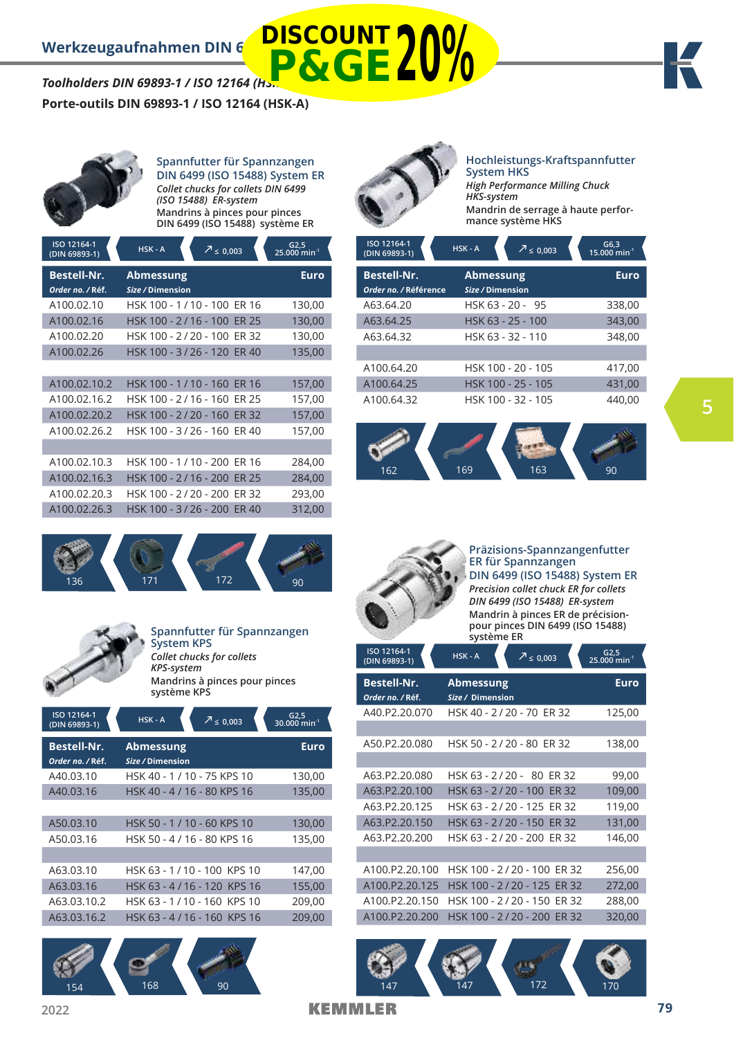## Werkzeugaufnahmen DIN 6

DISCOUNT P&GE 20%

*Toolholders DIN 69893-1 / ISO 12164 (HS...*

**Porte-outils DIN 69893-1 / ISO 12164 (HSK-A)**

### Spannfutter für Spannzangen DIN 6499 (ISO 15488) System ER

*Collet chucks for collets DIN 6499 (ISO 15488) ER-system*

Mandrins à pinces pour pinces DIN 6499 (ISO 15488) système ER

ISO 12164-1 (DIN 69893-1) | HSK - A | ≤ 0,003 | G2,5 25.000 min⁻¹

| Bestell-Nr. *Order no. / Réf.* | Abmessung *Size / Dimension* | Euro |
|---|---|---|
| A100.02.10 | HSK 100 - 1 / 10 - 100 ER 16 | 130,00 |
| A100.02.16 | HSK 100 - 2 / 16 - 100 ER 25 | 130,00 |
| A100.02.20 | HSK 100 - 2 / 20 - 100 ER 32 | 130,00 |
| A100.02.26 | HSK 100 - 3 / 26 - 120 ER 40 | 135,00 |
| | | |
| A100.02.10.2 | HSK 100 - 1 / 10 - 160 ER 16 | 157,00 |
| A100.02.16.2 | HSK 100 - 2 / 16 - 160 ER 25 | 157,00 |
| A100.02.20.2 | HSK 100 - 2 / 20 - 160 ER 32 | 157,00 |
| A100.02.26.2 | HSK 100 - 3 / 26 - 160 ER 40 | 157,00 |
| | | |
| A100.02.10.3 | HSK 100 - 1 / 10 - 200 ER 16 | 284,00 |
| A100.02.16.3 | HSK 100 - 2 / 16 - 200 ER 25 | 284,00 |
| A100.02.20.3 | HSK 100 - 2 / 20 - 200 ER 32 | 293,00 |
| A100.02.26.3 | HSK 100 - 3 / 26 - 200 ER 40 | 312,00 |

136 | 171 | 172 | 90

### Hochleistungs-Kraftspannfutter System HKS

*High Performance Milling Chuck HKS-system*

Mandrin de serrage à haute performance système HKS

ISO 12164-1 (DIN 69893-1) | HSK - A | ≤ 0,003 | G6,3 15.000 min⁻¹

| Bestell-Nr. *Order no. / Référence* | Abmessung *Size / Dimension* | Euro |
|---|---|---|
| A63.64.20 | HSK 63 - 20 - 95 | 338,00 |
| A63.64.25 | HSK 63 - 25 - 100 | 343,00 |
| A63.64.32 | HSK 63 - 32 - 110 | 348,00 |
| | | |
| A100.64.20 | HSK 100 - 20 - 105 | 417,00 |
| A100.64.25 | HSK 100 - 25 - 105 | 431,00 |
| A100.64.32 | HSK 100 - 32 - 105 | 440,00 |

162 | 169 | 163 | 90

### Spannfutter für Spannzangen System KPS

*Collet chucks for collets KPS-system*

Mandrins à pinces pour pinces système KPS

ISO 12164-1 (DIN 69893-1) | HSK - A | ≤ 0,003 | G2,5 30.000 min⁻¹

| Bestell-Nr. *Order no. / Réf.* | Abmessung *Size / Dimension* | Euro |
|---|---|---|
| A40.03.10 | HSK 40 - 1 / 10 - 75 KPS 10 | 130,00 |
| A40.03.16 | HSK 40 - 4 / 16 - 80 KPS 16 | 135,00 |
| | | |
| A50.03.10 | HSK 50 - 1 / 10 - 60 KPS 10 | 130,00 |
| A50.03.16 | HSK 50 - 4 / 16 - 80 KPS 16 | 135,00 |
| | | |
| A63.03.10 | HSK 63 - 1 / 10 - 100 KPS 10 | 147,00 |
| A63.03.16 | HSK 63 - 4 / 16 - 120 KPS 16 | 155,00 |
| A63.03.10.2 | HSK 63 - 1 / 10 - 160 KPS 10 | 209,00 |
| A63.03.16.2 | HSK 63 - 4 / 16 - 160 KPS 16 | 209,00 |

154 | 168 | 90

### Präzisions-Spannzangenfutter ER für Spannzangen DIN 6499 (ISO 15488) System ER

*Precision collet chuck ER for collets DIN 6499 (ISO 15488) ER-system*

Mandrin à pinces ER de précision-pour pinces DIN 6499 (ISO 15488) système ER

ISO 12164-1 (DIN 69893-1) | HSK - A | ≤ 0,003 | G2,5 25.000 min⁻¹

| Bestell-Nr. *Order no. / Réf.* | Abmessung *Size / Dimension* | Euro |
|---|---|---|
| A40.P2.20.070 | HSK 40 - 2 / 20 - 70 ER 32 | 125,00 |
| | | |
| A50.P2.20.080 | HSK 50 - 2 / 20 - 80 ER 32 | 138,00 |
| | | |
| A63.P2.20.080 | HSK 63 - 2 / 20 - 80 ER 32 | 99,00 |
| A63.P2.20.100 | HSK 63 - 2 / 20 - 100 ER 32 | 109,00 |
| A63.P2.20.125 | HSK 63 - 2 / 20 - 125 ER 32 | 119,00 |
| A63.P2.20.150 | HSK 63 - 2 / 20 - 150 ER 32 | 131,00 |
| A63.P2.20.200 | HSK 63 - 2 / 20 - 200 ER 32 | 146,00 |
| | | |
| A100.P2.20.100 | HSK 100 - 2 / 20 - 100 ER 32 | 256,00 |
| A100.P2.20.125 | HSK 100 - 2 / 20 - 125 ER 32 | 272,00 |
| A100.P2.20.150 | HSK 100 - 2 / 20 - 150 ER 32 | 288,00 |
| A100.P2.20.200 | HSK 100 - 2 / 20 - 200 ER 32 | 320,00 |

147 | 147 | 172 | 170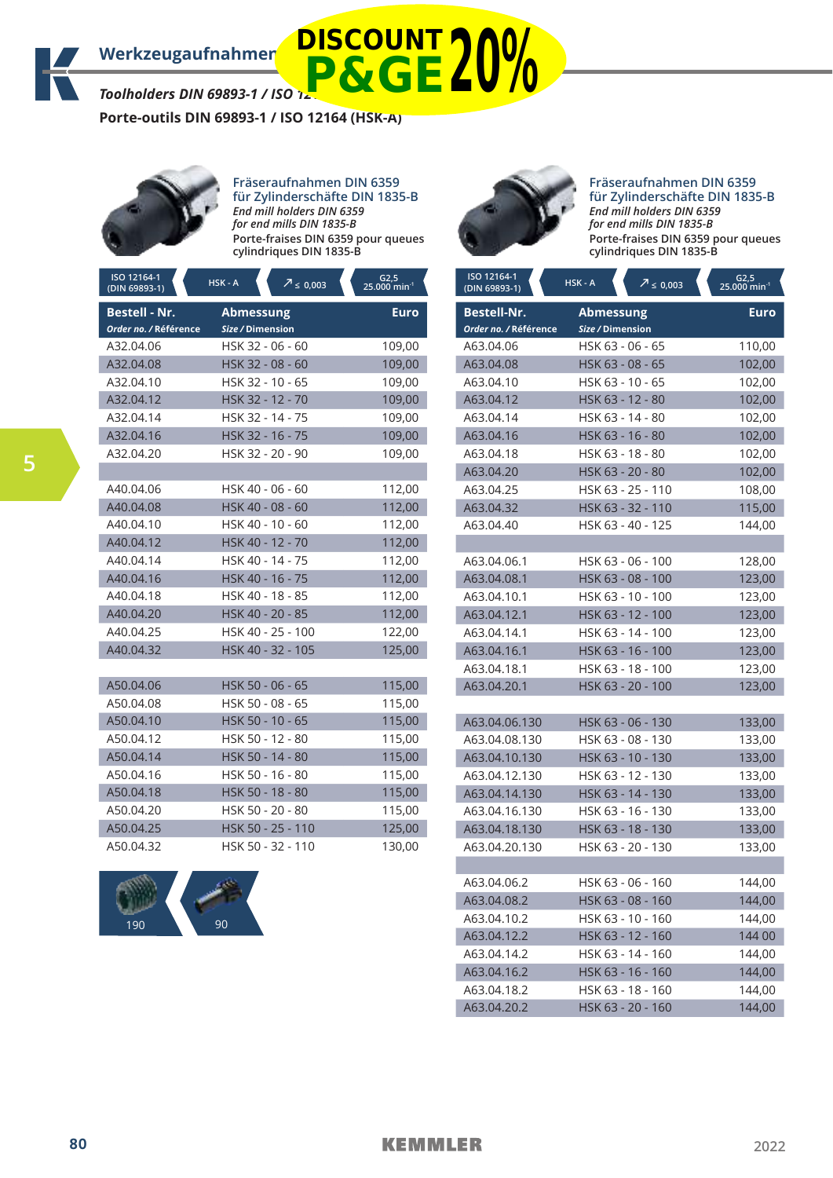# Werkzeugaufnahmen

DISCOUNT P&GE 20%

*Toolholders DIN 69893-1 / ISO 12164 (HSK-A)*

**Porte-outils DIN 69893-1 / ISO 12164 (HSK-A)**

## Fräseraufnahmen DIN 6359 für Zylinderschäfte DIN 1835-B

*End mill holders DIN 6359 for end mills DIN 1835-B*

Porte-fraises DIN 6359 pour queues cylindriques DIN 1835-B

ISO 12164-1 (DIN 69893-1) | HSK - A | ↗ ≤ 0,003 | G2,5 25.000 min⁻¹

| Bestell - Nr. *Order no. / Référence* | Abmessung *Size / Dimension* | Euro |
|---|---|---|
| A32.04.06 | HSK 32 - 06 - 60 | 109,00 |
| A32.04.08 | HSK 32 - 08 - 60 | 109,00 |
| A32.04.10 | HSK 32 - 10 - 65 | 109,00 |
| A32.04.12 | HSK 32 - 12 - 70 | 109,00 |
| A32.04.14 | HSK 32 - 14 - 75 | 109,00 |
| A32.04.16 | HSK 32 - 16 - 75 | 109,00 |
| A32.04.20 | HSK 32 - 20 - 90 | 109,00 |
| | | |
| A40.04.06 | HSK 40 - 06 - 60 | 112,00 |
| A40.04.08 | HSK 40 - 08 - 60 | 112,00 |
| A40.04.10 | HSK 40 - 10 - 60 | 112,00 |
| A40.04.12 | HSK 40 - 12 - 70 | 112,00 |
| A40.04.14 | HSK 40 - 14 - 75 | 112,00 |
| A40.04.16 | HSK 40 - 16 - 75 | 112,00 |
| A40.04.18 | HSK 40 - 18 - 85 | 112,00 |
| A40.04.20 | HSK 40 - 20 - 85 | 112,00 |
| A40.04.25 | HSK 40 - 25 - 100 | 122,00 |
| A40.04.32 | HSK 40 - 32 - 105 | 125,00 |
| | | |
| A50.04.06 | HSK 50 - 06 - 65 | 115,00 |
| A50.04.08 | HSK 50 - 08 - 65 | 115,00 |
| A50.04.10 | HSK 50 - 10 - 65 | 115,00 |
| A50.04.12 | HSK 50 - 12 - 80 | 115,00 |
| A50.04.14 | HSK 50 - 14 - 80 | 115,00 |
| A50.04.16 | HSK 50 - 16 - 80 | 115,00 |
| A50.04.18 | HSK 50 - 18 - 80 | 115,00 |
| A50.04.20 | HSK 50 - 20 - 80 | 115,00 |
| A50.04.25 | HSK 50 - 25 - 110 | 125,00 |
| A50.04.32 | HSK 50 - 32 - 110 | 130,00 |

190 | 90

## Fräseraufnahmen DIN 6359 für Zylinderschäfte DIN 1835-B

*End mill holders DIN 6359 for end mills DIN 1835-B*

Porte-fraises DIN 6359 pour queues cylindriques DIN 1835-B

ISO 12164-1 (DIN 69893-1) | HSK - A | ↗ ≤ 0,003 | G2,5 25.000 min⁻¹

| Bestell-Nr. *Order no. / Référence* | Abmessung *Size / Dimension* | Euro |
|---|---|---|
| A63.04.06 | HSK 63 - 06 - 65 | 110,00 |
| A63.04.08 | HSK 63 - 08 - 65 | 102,00 |
| A63.04.10 | HSK 63 - 10 - 65 | 102,00 |
| A63.04.12 | HSK 63 - 12 - 80 | 102,00 |
| A63.04.14 | HSK 63 - 14 - 80 | 102,00 |
| A63.04.16 | HSK 63 - 16 - 80 | 102,00 |
| A63.04.18 | HSK 63 - 18 - 80 | 102,00 |
| A63.04.20 | HSK 63 - 20 - 80 | 102,00 |
| A63.04.25 | HSK 63 - 25 - 110 | 108,00 |
| A63.04.32 | HSK 63 - 32 - 110 | 115,00 |
| A63.04.40 | HSK 63 - 40 - 125 | 144,00 |
| | | |
| A63.04.06.1 | HSK 63 - 06 - 100 | 128,00 |
| A63.04.08.1 | HSK 63 - 08 - 100 | 123,00 |
| A63.04.10.1 | HSK 63 - 10 - 100 | 123,00 |
| A63.04.12.1 | HSK 63 - 12 - 100 | 123,00 |
| A63.04.14.1 | HSK 63 - 14 - 100 | 123,00 |
| A63.04.16.1 | HSK 63 - 16 - 100 | 123,00 |
| A63.04.18.1 | HSK 63 - 18 - 100 | 123,00 |
| A63.04.20.1 | HSK 63 - 20 - 100 | 123,00 |
| | | |
| A63.04.06.130 | HSK 63 - 06 - 130 | 133,00 |
| A63.04.08.130 | HSK 63 - 08 - 130 | 133,00 |
| A63.04.10.130 | HSK 63 - 10 - 130 | 133,00 |
| A63.04.12.130 | HSK 63 - 12 - 130 | 133,00 |
| A63.04.14.130 | HSK 63 - 14 - 130 | 133,00 |
| A63.04.16.130 | HSK 63 - 16 - 130 | 133,00 |
| A63.04.18.130 | HSK 63 - 18 - 130 | 133,00 |
| A63.04.20.130 | HSK 63 - 20 - 130 | 133,00 |
| | | |
| A63.04.06.2 | HSK 63 - 06 - 160 | 144,00 |
| A63.04.08.2 | HSK 63 - 08 - 160 | 144,00 |
| A63.04.10.2 | HSK 63 - 10 - 160 | 144,00 |
| A63.04.12.2 | HSK 63 - 12 - 160 | 144 00 |
| A63.04.14.2 | HSK 63 - 14 - 160 | 144,00 |
| A63.04.16.2 | HSK 63 - 16 - 160 | 144,00 |
| A63.04.18.2 | HSK 63 - 18 - 160 | 144,00 |
| A63.04.20.2 | HSK 63 - 20 - 160 | 144,00 |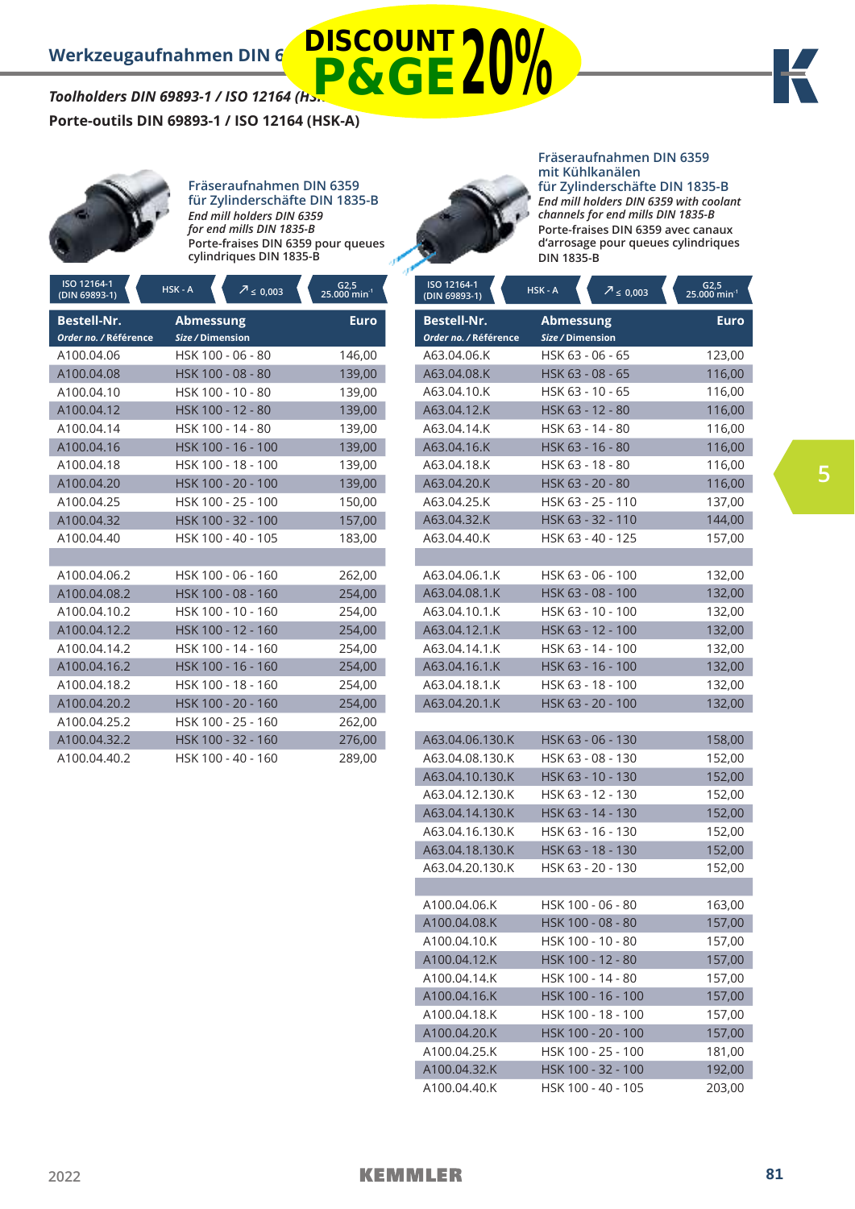# Werkzeugaufnahmen DIN 6

DISCOUNT P&GE 20%

***Toolholders DIN 69893-1 / ISO 12164 (HS...***

**Porte-outils DIN 69893-1 / ISO 12164 (HSK-A)**

## Fräseraufnahmen DIN 6359 für Zylinderschäfte DIN 1835-B

*End mill holders DIN 6359 for end mills DIN 1835-B*

Porte-fraises DIN 6359 pour queues cylindriques DIN 1835-B

ISO 12164-1 (DIN 69893-1) | HSK - A | ↗ ≤ 0,003 | G2,5 25.000 min⁻¹

| Bestell-Nr. *Order no. / Référence* | Abmessung *Size / Dimension* | Euro |
|---|---|---|
| A100.04.06 | HSK 100 - 06 - 80 | 146,00 |
| A100.04.08 | HSK 100 - 08 - 80 | 139,00 |
| A100.04.10 | HSK 100 - 10 - 80 | 139,00 |
| A100.04.12 | HSK 100 - 12 - 80 | 139,00 |
| A100.04.14 | HSK 100 - 14 - 80 | 139,00 |
| A100.04.16 | HSK 100 - 16 - 100 | 139,00 |
| A100.04.18 | HSK 100 - 18 - 100 | 139,00 |
| A100.04.20 | HSK 100 - 20 - 100 | 139,00 |
| A100.04.25 | HSK 100 - 25 - 100 | 150,00 |
| A100.04.32 | HSK 100 - 32 - 100 | 157,00 |
| A100.04.40 | HSK 100 - 40 - 105 | 183,00 |
| | | |
| A100.04.06.2 | HSK 100 - 06 - 160 | 262,00 |
| A100.04.08.2 | HSK 100 - 08 - 160 | 254,00 |
| A100.04.10.2 | HSK 100 - 10 - 160 | 254,00 |
| A100.04.12.2 | HSK 100 - 12 - 160 | 254,00 |
| A100.04.14.2 | HSK 100 - 14 - 160 | 254,00 |
| A100.04.16.2 | HSK 100 - 16 - 160 | 254,00 |
| A100.04.18.2 | HSK 100 - 18 - 160 | 254,00 |
| A100.04.20.2 | HSK 100 - 20 - 160 | 254,00 |
| A100.04.25.2 | HSK 100 - 25 - 160 | 262,00 |
| A100.04.32.2 | HSK 100 - 32 - 160 | 276,00 |
| A100.04.40.2 | HSK 100 - 40 - 160 | 289,00 |

## Fräseraufnahmen DIN 6359 mit Kühlkanälen für Zylinderschäfte DIN 1835-B

*End mill holders DIN 6359 with coolant channels for end mills DIN 1835-B*

Porte-fraises DIN 6359 avec canaux d'arrosage pour queues cylindriques DIN 1835-B

ISO 12164-1 (DIN 69893-1) | HSK - A | ↗ ≤ 0,003 | G2,5 25.000 min⁻¹

| Bestell-Nr. *Order no. / Référence* | Abmessung *Size / Dimension* | Euro |
|---|---|---|
| A63.04.06.K | HSK 63 - 06 - 65 | 123,00 |
| A63.04.08.K | HSK 63 - 08 - 65 | 116,00 |
| A63.04.10.K | HSK 63 - 10 - 65 | 116,00 |
| A63.04.12.K | HSK 63 - 12 - 80 | 116,00 |
| A63.04.14.K | HSK 63 - 14 - 80 | 116,00 |
| A63.04.16.K | HSK 63 - 16 - 80 | 116,00 |
| A63.04.18.K | HSK 63 - 18 - 80 | 116,00 |
| A63.04.20.K | HSK 63 - 20 - 80 | 116,00 |
| A63.04.25.K | HSK 63 - 25 - 110 | 137,00 |
| A63.04.32.K | HSK 63 - 32 - 110 | 144,00 |
| A63.04.40.K | HSK 63 - 40 - 125 | 157,00 |
| | | |
| A63.04.06.1.K | HSK 63 - 06 - 100 | 132,00 |
| A63.04.08.1.K | HSK 63 - 08 - 100 | 132,00 |
| A63.04.10.1.K | HSK 63 - 10 - 100 | 132,00 |
| A63.04.12.1.K | HSK 63 - 12 - 100 | 132,00 |
| A63.04.14.1.K | HSK 63 - 14 - 100 | 132,00 |
| A63.04.16.1.K | HSK 63 - 16 - 100 | 132,00 |
| A63.04.18.1.K | HSK 63 - 18 - 100 | 132,00 |
| A63.04.20.1.K | HSK 63 - 20 - 100 | 132,00 |
| | | |
| A63.04.06.130.K | HSK 63 - 06 - 130 | 158,00 |
| A63.04.08.130.K | HSK 63 - 08 - 130 | 152,00 |
| A63.04.10.130.K | HSK 63 - 10 - 130 | 152,00 |
| A63.04.12.130.K | HSK 63 - 12 - 130 | 152,00 |
| A63.04.14.130.K | HSK 63 - 14 - 130 | 152,00 |
| A63.04.16.130.K | HSK 63 - 16 - 130 | 152,00 |
| A63.04.18.130.K | HSK 63 - 18 - 130 | 152,00 |
| A63.04.20.130.K | HSK 63 - 20 - 130 | 152,00 |
| | | |
| A100.04.06.K | HSK 100 - 06 - 80 | 163,00 |
| A100.04.08.K | HSK 100 - 08 - 80 | 157,00 |
| A100.04.10.K | HSK 100 - 10 - 80 | 157,00 |
| A100.04.12.K | HSK 100 - 12 - 80 | 157,00 |
| A100.04.14.K | HSK 100 - 14 - 80 | 157,00 |
| A100.04.16.K | HSK 100 - 16 - 100 | 157,00 |
| A100.04.18.K | HSK 100 - 18 - 100 | 157,00 |
| A100.04.20.K | HSK 100 - 20 - 100 | 157,00 |
| A100.04.25.K | HSK 100 - 25 - 100 | 181,00 |
| A100.04.32.K | HSK 100 - 32 - 100 | 192,00 |
| A100.04.40.K | HSK 100 - 40 - 105 | 203,00 |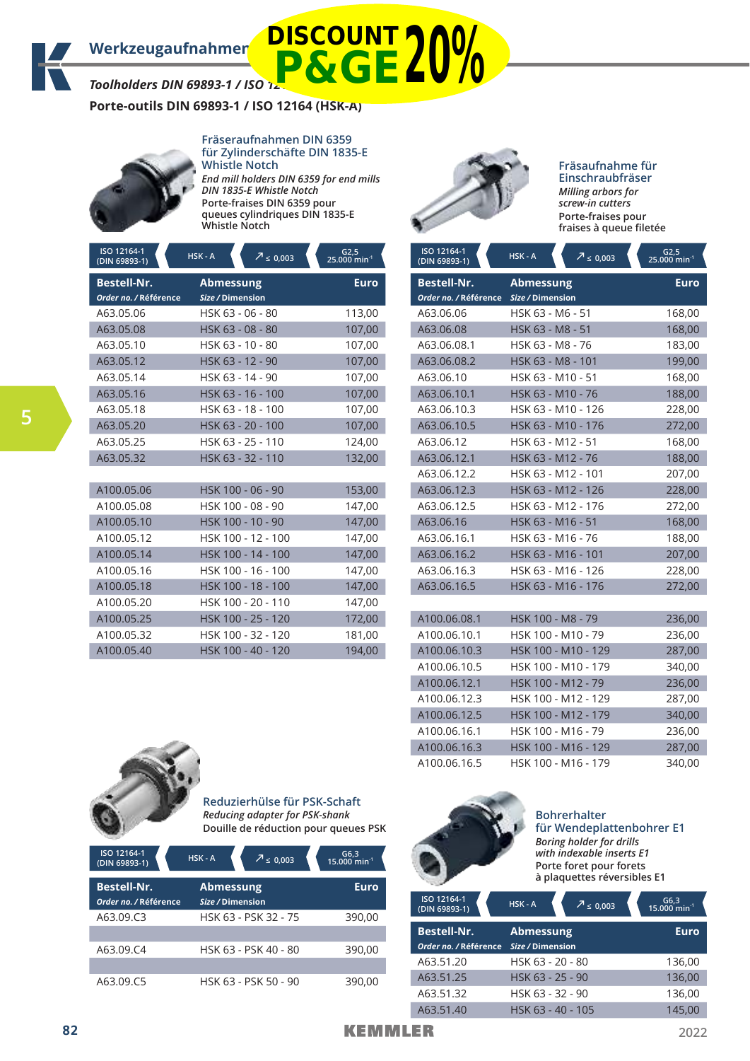# Werkzeugaufnahmen

DISCOUNT P&GE 20%

## Toolholders DIN 69893-1 / ISO 12164 (HSK-A)

## Porte-outils DIN 69893-1 / ISO 12164 (HSK-A)

### Fräseraufnahmen DIN 6359 für Zylinderschäfte DIN 1835-E Whistle Notch

*End mill holders DIN 6359 for end mills DIN 1835-E Whistle Notch*

Porte-fraises DIN 6359 pour queues cylindriques DIN 1835-E Whistle Notch

ISO 12164-1 (DIN 69893-1) | HSK - A | ≤ 0,003 | G2,5 25.000 min⁻¹

| Bestell-Nr. *Order no.* / *Référence* | Abmessung *Size* / *Dimension* | Euro |
|---|---|---|
| A63.05.06 | HSK 63 - 06 - 80 | 113,00 |
| A63.05.08 | HSK 63 - 08 - 80 | 107,00 |
| A63.05.10 | HSK 63 - 10 - 80 | 107,00 |
| A63.05.12 | HSK 63 - 12 - 90 | 107,00 |
| A63.05.14 | HSK 63 - 14 - 90 | 107,00 |
| A63.05.16 | HSK 63 - 16 - 100 | 107,00 |
| A63.05.18 | HSK 63 - 18 - 100 | 107,00 |
| A63.05.20 | HSK 63 - 20 - 100 | 107,00 |
| A63.05.25 | HSK 63 - 25 - 110 | 124,00 |
| A63.05.32 | HSK 63 - 32 - 110 | 132,00 |
| | | |
| A100.05.06 | HSK 100 - 06 - 90 | 153,00 |
| A100.05.08 | HSK 100 - 08 - 90 | 147,00 |
| A100.05.10 | HSK 100 - 10 - 90 | 147,00 |
| A100.05.12 | HSK 100 - 12 - 100 | 147,00 |
| A100.05.14 | HSK 100 - 14 - 100 | 147,00 |
| A100.05.16 | HSK 100 - 16 - 100 | 147,00 |
| A100.05.18 | HSK 100 - 18 - 100 | 147,00 |
| A100.05.20 | HSK 100 - 20 - 110 | 147,00 |
| A100.05.25 | HSK 100 - 25 - 120 | 172,00 |
| A100.05.32 | HSK 100 - 32 - 120 | 181,00 |
| A100.05.40 | HSK 100 - 40 - 120 | 194,00 |

### Fräsaufnahme für Einschraubfräser

*Milling arbors for screw-in cutters*

Porte-fraises pour fraises à queue filetée

ISO 12164-1 (DIN 69893-1) | HSK - A | ≤ 0,003 | G2,5 25.000 min⁻¹

| Bestell-Nr. *Order no.* / *Référence* | Abmessung *Size* / *Dimension* | Euro |
|---|---|---|
| A63.06.06 | HSK 63 - M6 - 51 | 168,00 |
| A63.06.08 | HSK 63 - M8 - 51 | 168,00 |
| A63.06.08.1 | HSK 63 - M8 - 76 | 183,00 |
| A63.06.08.2 | HSK 63 - M8 - 101 | 199,00 |
| A63.06.10 | HSK 63 - M10 - 51 | 168,00 |
| A63.06.10.1 | HSK 63 - M10 - 76 | 188,00 |
| A63.06.10.3 | HSK 63 - M10 - 126 | 228,00 |
| A63.06.10.5 | HSK 63 - M10 - 176 | 272,00 |
| A63.06.12 | HSK 63 - M12 - 51 | 168,00 |
| A63.06.12.1 | HSK 63 - M12 - 76 | 188,00 |
| A63.06.12.2 | HSK 63 - M12 - 101 | 207,00 |
| A63.06.12.3 | HSK 63 - M12 - 126 | 228,00 |
| A63.06.12.5 | HSK 63 - M12 - 176 | 272,00 |
| A63.06.16 | HSK 63 - M16 - 51 | 168,00 |
| A63.06.16.1 | HSK 63 - M16 - 76 | 188,00 |
| A63.06.16.2 | HSK 63 - M16 - 101 | 207,00 |
| A63.06.16.3 | HSK 63 - M16 - 126 | 228,00 |
| A63.06.16.5 | HSK 63 - M16 - 176 | 272,00 |
| | | |
| A100.06.08.1 | HSK 100 - M8 - 79 | 236,00 |
| A100.06.10.1 | HSK 100 - M10 - 79 | 236,00 |
| A100.06.10.3 | HSK 100 - M10 - 129 | 287,00 |
| A100.06.10.5 | HSK 100 - M10 - 179 | 340,00 |
| A100.06.12.1 | HSK 100 - M12 - 79 | 236,00 |
| A100.06.12.3 | HSK 100 - M12 - 129 | 287,00 |
| A100.06.12.5 | HSK 100 - M12 - 179 | 340,00 |
| A100.06.16.1 | HSK 100 - M16 - 79 | 236,00 |
| A100.06.16.3 | HSK 100 - M16 - 129 | 287,00 |
| A100.06.16.5 | HSK 100 - M16 - 179 | 340,00 |

### Reduzierhülse für PSK-Schaft

*Reducing adapter for PSK-shank*

Douille de réduction pour queues PSK

ISO 12164-1 (DIN 69893-1) | HSK - A | ≤ 0,003 | G6,3 15.000 min⁻¹

| Bestell-Nr. *Order no.* / *Référence* | Abmessung *Size* / *Dimension* | Euro |
|---|---|---|
| A63.09.C3 | HSK 63 - PSK 32 - 75 | 390,00 |
| A63.09.C4 | HSK 63 - PSK 40 - 80 | 390,00 |
| A63.09.C5 | HSK 63 - PSK 50 - 90 | 390,00 |

### Bohrerhalter für Wendeplattenbohrer E1

*Boring holder for drills with indexable inserts E1*

Porte foret pour forets à plaquettes réversibles E1

ISO 12164-1 (DIN 69893-1) | HSK - A | ≤ 0,003 | G6,3 15.000 min⁻¹

| Bestell-Nr. *Order no.* / *Référence* | Abmessung *Size* / *Dimension* | Euro |
|---|---|---|
| A63.51.20 | HSK 63 - 20 - 80 | 136,00 |
| A63.51.25 | HSK 63 - 25 - 90 | 136,00 |
| A63.51.32 | HSK 63 - 32 - 90 | 136,00 |
| A63.51.40 | HSK 63 - 40 - 105 | 145,00 |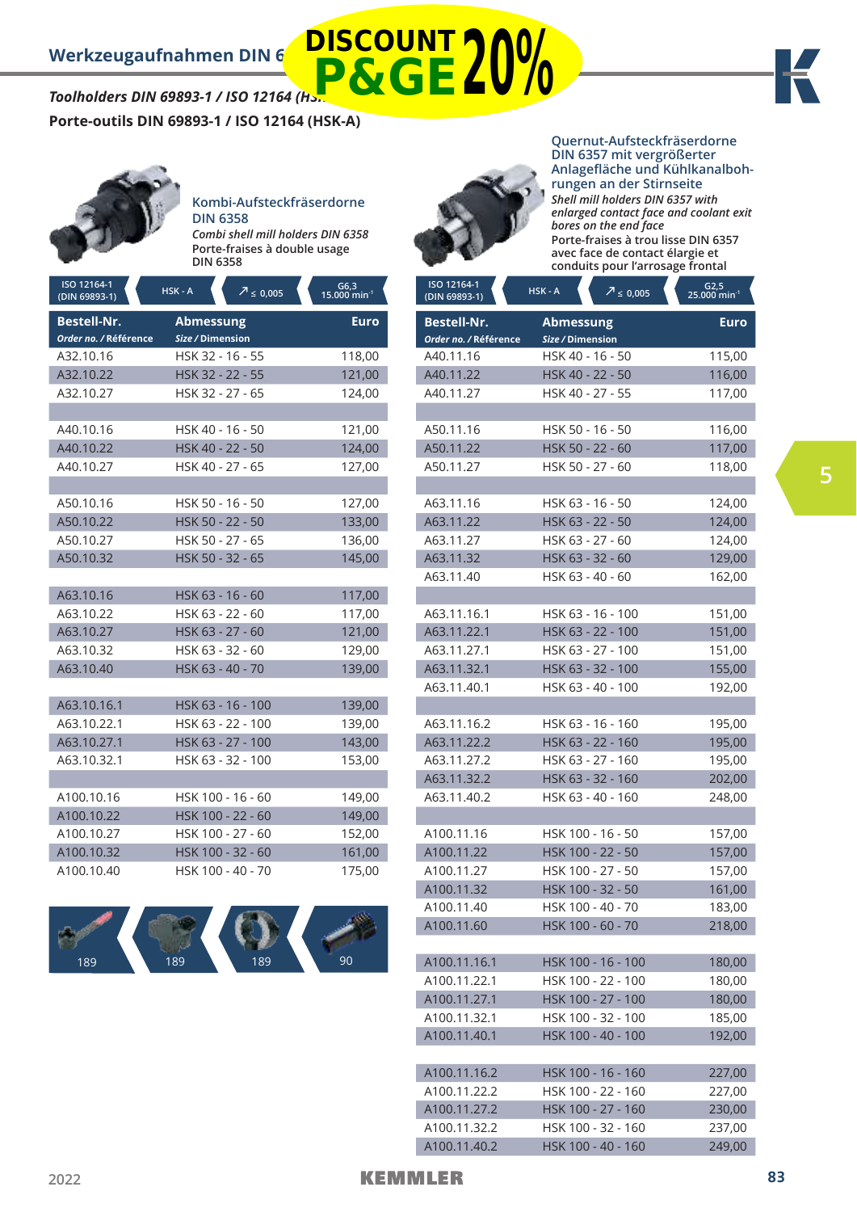# Werkzeugaufnahmen DIN 6…

DISCOUNT P&GE 20%

***Toolholders DIN 69893-1 / ISO 12164 (HS…***

**Porte-outils DIN 69893-1 / ISO 12164 (HSK-A)**

## Kombi-Aufsteckfräserdorne DIN 6358

*Combi shell mill holders DIN 6358*

Porte-fraises à double usage DIN 6358

ISO 12164-1 (DIN 69893-1) | HSK - A | ≤ 0,005 | G6,3 15.000 min⁻¹

| Bestell-Nr. *Order no. / Référence* | Abmessung *Size / Dimension* | Euro |
|---|---|---|
| A32.10.16 | HSK 32 - 16 - 55 | 118,00 |
| A32.10.22 | HSK 32 - 22 - 55 | 121,00 |
| A32.10.27 | HSK 32 - 27 - 65 | 124,00 |
| | | |
| A40.10.16 | HSK 40 - 16 - 50 | 121,00 |
| A40.10.22 | HSK 40 - 22 - 50 | 124,00 |
| A40.10.27 | HSK 40 - 27 - 65 | 127,00 |
| | | |
| A50.10.16 | HSK 50 - 16 - 50 | 127,00 |
| A50.10.22 | HSK 50 - 22 - 50 | 133,00 |
| A50.10.27 | HSK 50 - 27 - 65 | 136,00 |
| A50.10.32 | HSK 50 - 32 - 65 | 145,00 |
| | | |
| A63.10.16 | HSK 63 - 16 - 60 | 117,00 |
| A63.10.22 | HSK 63 - 22 - 60 | 117,00 |
| A63.10.27 | HSK 63 - 27 - 60 | 121,00 |
| A63.10.32 | HSK 63 - 32 - 60 | 129,00 |
| A63.10.40 | HSK 63 - 40 - 70 | 139,00 |
| | | |
| A63.10.16.1 | HSK 63 - 16 - 100 | 139,00 |
| A63.10.22.1 | HSK 63 - 22 - 100 | 139,00 |
| A63.10.27.1 | HSK 63 - 27 - 100 | 143,00 |
| A63.10.32.1 | HSK 63 - 32 - 100 | 153,00 |
| | | |
| A100.10.16 | HSK 100 - 16 - 60 | 149,00 |
| A100.10.22 | HSK 100 - 22 - 60 | 149,00 |
| A100.10.27 | HSK 100 - 27 - 60 | 152,00 |
| A100.10.32 | HSK 100 - 32 - 60 | 161,00 |
| A100.10.40 | HSK 100 - 40 - 70 | 175,00 |

189 | 189 | 189 | 90

## Quernut-Aufsteckfräserdorne DIN 6357 mit vergrößerter Anlagefläche und Kühlkanalbohrungen an der Stirnseite

*Shell mill holders DIN 6357 with enlarged contact face and coolant exit bores on the end face*

Porte-fraises à trou lisse DIN 6357 avec face de contact élargie et conduits pour l'arrosage frontal

ISO 12164-1 (DIN 69893-1) | HSK - A | ≤ 0,005 | G2,5 25.000 min⁻¹

| Bestell-Nr. *Order no. / Référence* | Abmessung *Size / Dimension* | Euro |
|---|---|---|
| A40.11.16 | HSK 40 - 16 - 50 | 115,00 |
| A40.11.22 | HSK 40 - 22 - 50 | 116,00 |
| A40.11.27 | HSK 40 - 27 - 55 | 117,00 |
| | | |
| A50.11.16 | HSK 50 - 16 - 50 | 116,00 |
| A50.11.22 | HSK 50 - 22 - 60 | 117,00 |
| A50.11.27 | HSK 50 - 27 - 60 | 118,00 |
| | | |
| A63.11.16 | HSK 63 - 16 - 50 | 124,00 |
| A63.11.22 | HSK 63 - 22 - 50 | 124,00 |
| A63.11.27 | HSK 63 - 27 - 60 | 124,00 |
| A63.11.32 | HSK 63 - 32 - 60 | 129,00 |
| A63.11.40 | HSK 63 - 40 - 60 | 162,00 |
| | | |
| A63.11.16.1 | HSK 63 - 16 - 100 | 151,00 |
| A63.11.22.1 | HSK 63 - 22 - 100 | 151,00 |
| A63.11.27.1 | HSK 63 - 27 - 100 | 151,00 |
| A63.11.32.1 | HSK 63 - 32 - 100 | 155,00 |
| A63.11.40.1 | HSK 63 - 40 - 100 | 192,00 |
| | | |
| A63.11.16.2 | HSK 63 - 16 - 160 | 195,00 |
| A63.11.22.2 | HSK 63 - 22 - 160 | 195,00 |
| A63.11.27.2 | HSK 63 - 27 - 160 | 195,00 |
| A63.11.32.2 | HSK 63 - 32 - 160 | 202,00 |
| A63.11.40.2 | HSK 63 - 40 - 160 | 248,00 |
| | | |
| A100.11.16 | HSK 100 - 16 - 50 | 157,00 |
| A100.11.22 | HSK 100 - 22 - 50 | 157,00 |
| A100.11.27 | HSK 100 - 27 - 50 | 157,00 |
| A100.11.32 | HSK 100 - 32 - 50 | 161,00 |
| A100.11.40 | HSK 100 - 40 - 70 | 183,00 |
| A100.11.60 | HSK 100 - 60 - 70 | 218,00 |
| | | |
| A100.11.16.1 | HSK 100 - 16 - 100 | 180,00 |
| A100.11.22.1 | HSK 100 - 22 - 100 | 180,00 |
| A100.11.27.1 | HSK 100 - 27 - 100 | 180,00 |
| A100.11.32.1 | HSK 100 - 32 - 100 | 185,00 |
| A100.11.40.1 | HSK 100 - 40 - 100 | 192,00 |
| | | |
| A100.11.16.2 | HSK 100 - 16 - 160 | 227,00 |
| A100.11.22.2 | HSK 100 - 22 - 160 | 227,00 |
| A100.11.27.2 | HSK 100 - 27 - 160 | 230,00 |
| A100.11.32.2 | HSK 100 - 32 - 160 | 237,00 |
| A100.11.40.2 | HSK 100 - 40 - 160 | 249,00 |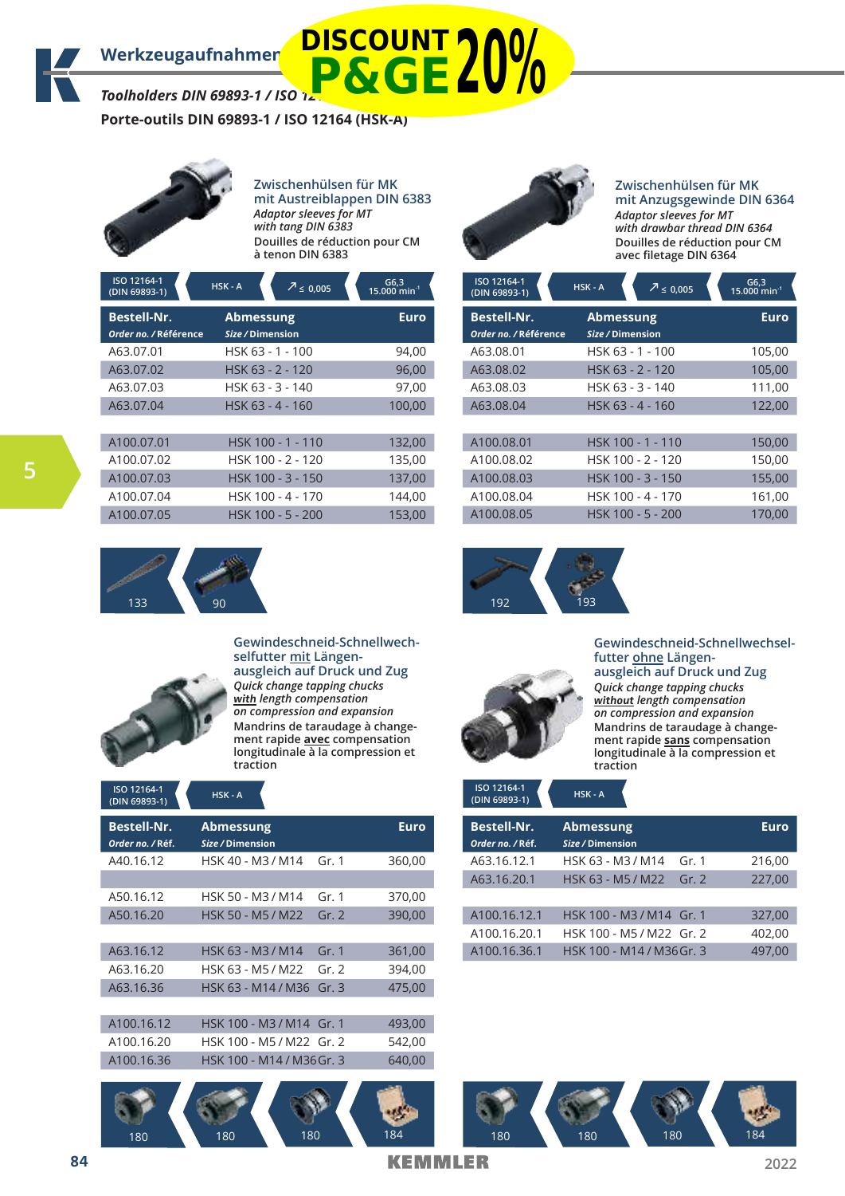# Werkzeugaufnahmen

DISCOUNT P&GE 20%

*Toolholders DIN 69893-1 / ISO 12164 (HSK-A)*

**Porte-outils DIN 69893-1 / ISO 12164 (HSK-A)**

## Zwischenhülsen für MK mit Austreiblappen DIN 6383

*Adaptor sleeves for MT with tang DIN 6383*

Douilles de réduction pour CM à tenon DIN 6383

ISO 12164-1 (DIN 69893-1) | HSK - A | ↗ ≤ 0,005 | G6,3 15.000 min⁻¹

| Bestell-Nr. *Order no. / Référence* | Abmessung *Size / Dimension* | Euro |
|---|---|---|
| A63.07.01 | HSK 63 - 1 - 100 | 94,00 |
| A63.07.02 | HSK 63 - 2 - 120 | 96,00 |
| A63.07.03 | HSK 63 - 3 - 140 | 97,00 |
| A63.07.04 | HSK 63 - 4 - 160 | 100,00 |
| | | |
| A100.07.01 | HSK 100 - 1 - 110 | 132,00 |
| A100.07.02 | HSK 100 - 2 - 120 | 135,00 |
| A100.07.03 | HSK 100 - 3 - 150 | 137,00 |
| A100.07.04 | HSK 100 - 4 - 170 | 144,00 |
| A100.07.05 | HSK 100 - 5 - 200 | 153,00 |

133 | 90

## Zwischenhülsen für MK mit Anzugsgewinde DIN 6364

*Adaptor sleeves for MT with drawbar thread DIN 6364*

Douilles de réduction pour CM avec filetage DIN 6364

ISO 12164-1 (DIN 69893-1) | HSK - A | ↗ ≤ 0,005 | G6,3 15.000 min⁻¹

| Bestell-Nr. *Order no. / Référence* | Abmessung *Size / Dimension* | Euro |
|---|---|---|
| A63.08.01 | HSK 63 - 1 - 100 | 105,00 |
| A63.08.02 | HSK 63 - 2 - 120 | 105,00 |
| A63.08.03 | HSK 63 - 3 - 140 | 111,00 |
| A63.08.04 | HSK 63 - 4 - 160 | 122,00 |
| | | |
| A100.08.01 | HSK 100 - 1 - 110 | 150,00 |
| A100.08.02 | HSK 100 - 2 - 120 | 150,00 |
| A100.08.03 | HSK 100 - 3 - 150 | 155,00 |
| A100.08.04 | HSK 100 - 4 - 170 | 161,00 |
| A100.08.05 | HSK 100 - 5 - 200 | 170,00 |

192 | 193

## Gewindeschneid-Schnellwechselfutter mit Längenausgleich auf Druck und Zug

*Quick change tapping chucks **with** length compensation on compression and expansion*

Mandrins de taraudage à changement rapide **avec** compensation longitudinale à la compression et traction

ISO 12164-1 (DIN 69893-1) | HSK - A

| Bestell-Nr. *Order no. / Réf.* | Abmessung *Size / Dimension* | | Euro |
|---|---|---|---|
| A40.16.12 | HSK 40 - M3 / M14 | Gr. 1 | 360,00 |
| | | | |
| A50.16.12 | HSK 50 - M3 / M14 | Gr. 1 | 370,00 |
| A50.16.20 | HSK 50 - M5 / M22 | Gr. 2 | 390,00 |
| | | | |
| A63.16.12 | HSK 63 - M3 / M14 | Gr. 1 | 361,00 |
| A63.16.20 | HSK 63 - M5 / M22 | Gr. 2 | 394,00 |
| A63.16.36 | HSK 63 - M14 / M36 | Gr. 3 | 475,00 |
| | | | |
| A100.16.12 | HSK 100 - M3 / M14 | Gr. 1 | 493,00 |
| A100.16.20 | HSK 100 - M5 / M22 | Gr. 2 | 542,00 |
| A100.16.36 | HSK 100 - M14 / M36 | Gr. 3 | 640,00 |

180 | 180 | 180 | 184

## Gewindeschneid-Schnellwechselfutter ohne Längenausgleich auf Druck und Zug

*Quick change tapping chucks **without** length compensation on compression and expansion*

Mandrins de taraudage à changement rapide **sans** compensation longitudinale à la compression et traction

ISO 12164-1 (DIN 69893-1) | HSK - A

| Bestell-Nr. *Order no. / Réf.* | Abmessung *Size / Dimension* | | Euro |
|---|---|---|---|
| A63.16.12.1 | HSK 63 - M3 / M14 | Gr. 1 | 216,00 |
| A63.16.20.1 | HSK 63 - M5 / M22 | Gr. 2 | 227,00 |
| | | | |
| A100.16.12.1 | HSK 100 - M3 / M14 | Gr. 1 | 327,00 |
| A100.16.20.1 | HSK 100 - M5 / M22 | Gr. 2 | 402,00 |
| A100.16.36.1 | HSK 100 - M14 / M36 | Gr. 3 | 497,00 |

180 | 180 | 180 | 184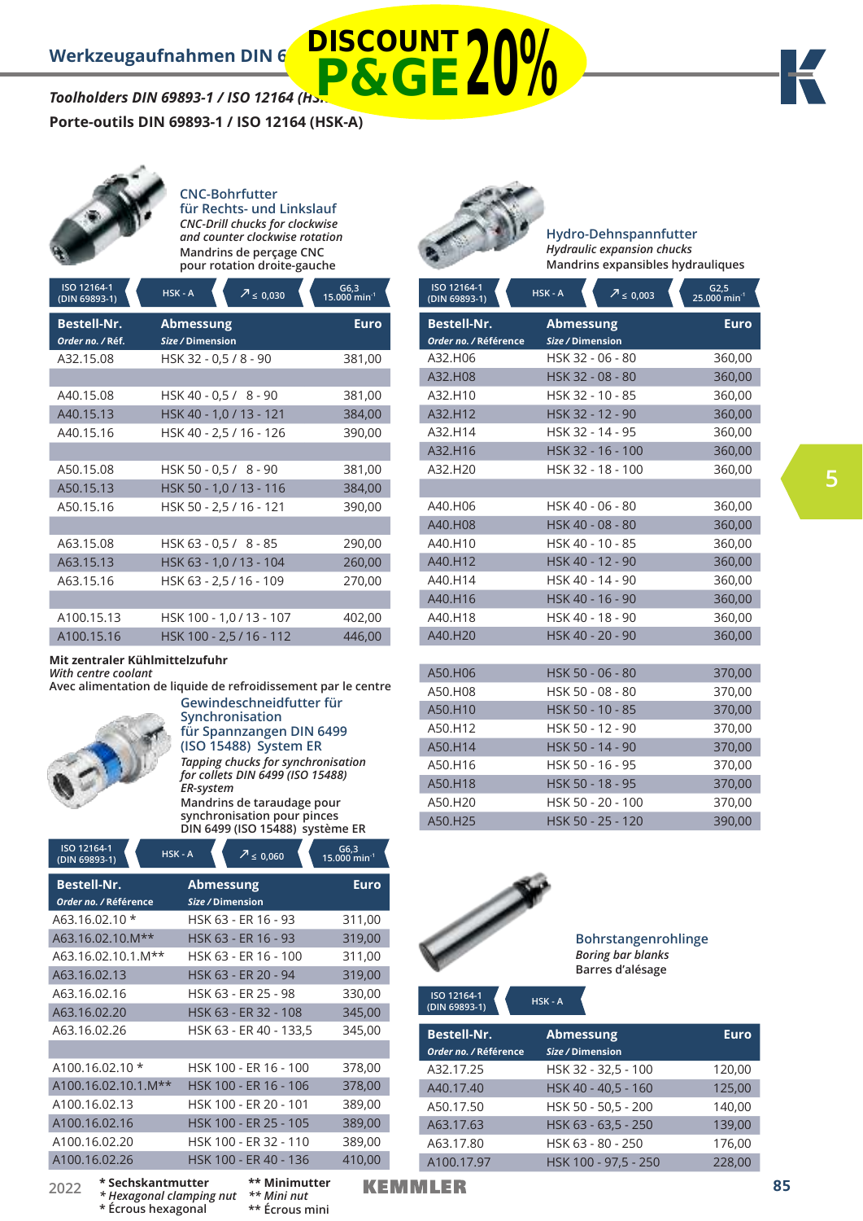# Werkzeugaufnahmen DIN 6

DISCOUNT P&GE 20%

*Toolholders DIN 69893-1 / ISO 12164 (HS...*

**Porte-outils DIN 69893-1 / ISO 12164 (HSK-A)**

## CNC-Bohrfutter für Rechts- und Linkslauf

*CNC-Drill chucks for clockwise and counter clockwise rotation*

Mandrins de perçage CNC pour rotation droite-gauche

ISO 12164-1 (DIN 69893-1) | HSK - A | ↗ ≤ 0,030 | G6,3 15.000 min⁻¹

| Bestell-Nr. *Order no. / Réf.* | Abmessung *Size / Dimension* | Euro |
|---|---|---|
| A32.15.08 | HSK 32 - 0,5 / 8 - 90 | 381,00 |
| | | |
| A40.15.08 | HSK 40 - 0,5 / 8 - 90 | 381,00 |
| A40.15.13 | HSK 40 - 1,0 / 13 - 121 | 384,00 |
| A40.15.16 | HSK 40 - 2,5 / 16 - 126 | 390,00 |
| | | |
| A50.15.08 | HSK 50 - 0,5 / 8 - 90 | 381,00 |
| A50.15.13 | HSK 50 - 1,0 / 13 - 116 | 384,00 |
| A50.15.16 | HSK 50 - 2,5 / 16 - 121 | 390,00 |
| | | |
| A63.15.08 | HSK 63 - 0,5 / 8 - 85 | 290,00 |
| A63.15.13 | HSK 63 - 1,0 / 13 - 104 | 260,00 |
| A63.15.16 | HSK 63 - 2,5 / 16 - 109 | 270,00 |
| | | |
| A100.15.13 | HSK 100 - 1,0 / 13 - 107 | 402,00 |
| A100.15.16 | HSK 100 - 2,5 / 16 - 112 | 446,00 |

**Mit zentraler Kühlmittelzufuhr**
*With centre coolant*
Avec alimentation de liquide de refroidissement par le centre

## Gewindeschneidfutter für Synchronisation für Spannzangen DIN 6499 (ISO 15488) System ER

*Tapping chucks for synchronisation for collets DIN 6499 (ISO 15488) ER-system*

Mandrins de taraudage pour synchronisation pour pinces DIN 6499 (ISO 15488) système ER

ISO 12164-1 (DIN 69893-1) | HSK - A | ↗ ≤ 0,060 | G6,3 15.000 min⁻¹

| Bestell-Nr. *Order no. / Référence* | Abmessung *Size / Dimension* | Euro |
|---|---|---|
| A63.16.02.10 * | HSK 63 - ER 16 - 93 | 311,00 |
| A63.16.02.10.M** | HSK 63 - ER 16 - 93 | 319,00 |
| A63.16.02.10.1.M** | HSK 63 - ER 16 - 100 | 311,00 |
| A63.16.02.13 | HSK 63 - ER 20 - 94 | 319,00 |
| A63.16.02.16 | HSK 63 - ER 25 - 98 | 330,00 |
| A63.16.02.20 | HSK 63 - ER 32 - 108 | 345,00 |
| A63.16.02.26 | HSK 63 - ER 40 - 133,5 | 345,00 |
| | | |
| A100.16.02.10 * | HSK 100 - ER 16 - 100 | 378,00 |
| A100.16.02.10.1.M** | HSK 100 - ER 16 - 106 | 378,00 |
| A100.16.02.13 | HSK 100 - ER 20 - 101 | 389,00 |
| A100.16.02.16 | HSK 100 - ER 25 - 105 | 389,00 |
| A100.16.02.20 | HSK 100 - ER 32 - 110 | 389,00 |
| A100.16.02.26 | HSK 100 - ER 40 - 136 | 410,00 |

## Hydro-Dehnspannfutter

*Hydraulic expansion chucks*

Mandrins expansibles hydrauliques

ISO 12164-1 (DIN 69893-1) | HSK - A | ↗ ≤ 0,003 | G2,5 25.000 min⁻¹

| Bestell-Nr. *Order no. / Référence* | Abmessung *Size / Dimension* | Euro |
|---|---|---|
| A32.H06 | HSK 32 - 06 - 80 | 360,00 |
| A32.H08 | HSK 32 - 08 - 80 | 360,00 |
| A32.H10 | HSK 32 - 10 - 85 | 360,00 |
| A32.H12 | HSK 32 - 12 - 90 | 360,00 |
| A32.H14 | HSK 32 - 14 - 95 | 360,00 |
| A32.H16 | HSK 32 - 16 - 100 | 360,00 |
| A32.H20 | HSK 32 - 18 - 100 | 360,00 |
| | | |
| A40.H06 | HSK 40 - 06 - 80 | 360,00 |
| A40.H08 | HSK 40 - 08 - 80 | 360,00 |
| A40.H10 | HSK 40 - 10 - 85 | 360,00 |
| A40.H12 | HSK 40 - 12 - 90 | 360,00 |
| A40.H14 | HSK 40 - 14 - 90 | 360,00 |
| A40.H16 | HSK 40 - 16 - 90 | 360,00 |
| A40.H18 | HSK 40 - 18 - 90 | 360,00 |
| A40.H20 | HSK 40 - 20 - 90 | 360,00 |
| | | |
| A50.H06 | HSK 50 - 06 - 80 | 370,00 |
| A50.H08 | HSK 50 - 08 - 80 | 370,00 |
| A50.H10 | HSK 50 - 10 - 85 | 370,00 |
| A50.H12 | HSK 50 - 12 - 90 | 370,00 |
| A50.H14 | HSK 50 - 14 - 90 | 370,00 |
| A50.H16 | HSK 50 - 16 - 95 | 370,00 |
| A50.H18 | HSK 50 - 18 - 95 | 370,00 |
| A50.H20 | HSK 50 - 20 - 100 | 370,00 |
| A50.H25 | HSK 50 - 25 - 120 | 390,00 |

## Bohrstangenrohlinge

*Boring bar blanks*

Barres d'alésage

ISO 12164-1 (DIN 69893-1) | HSK - A

| Bestell-Nr. *Order no. / Référence* | Abmessung *Size / Dimension* | Euro |
|---|---|---|
| A32.17.25 | HSK 32 - 32,5 - 100 | 120,00 |
| A40.17.40 | HSK 40 - 40,5 - 160 | 125,00 |
| A50.17.50 | HSK 50 - 50,5 - 200 | 140,00 |
| A63.17.63 | HSK 63 - 63,5 - 250 | 139,00 |
| A63.17.80 | HSK 63 - 80 - 250 | 176,00 |
| A100.17.97 | HSK 100 - 97,5 - 250 | 228,00 |

\* Sechskantmutter
*\* Hexagonal clamping nut*
\* Écrous hexagonal

\*\* Minimutter
*\*\* Mini nut*
\*\* Écrous mini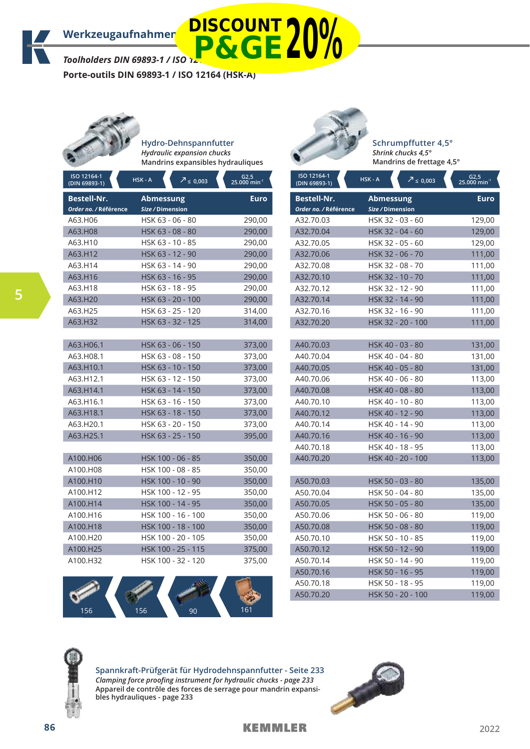## Werkzeugaufnahmen

DISCOUNT P&GE 20%

*Toolholders DIN 69893-1 / ISO 12164 (HSK-A)*

**Porte-outils DIN 69893-1 / ISO 12164 (HSK-A)**

### Hydro-Dehnspannfutter

*Hydraulic expansion chucks*

Mandrins expansibles hydrauliques

ISO 12164-1 (DIN 69893-1) | HSK - A | ↗ ≤ 0,003 | G2,5 25.000 min⁻¹

| Bestell-Nr. *Order no. / Référence* | Abmessung *Size / Dimension* | Euro |
|---|---|---|
| A63.H06 | HSK 63 - 06 - 80 | 290,00 |
| A63.H08 | HSK 63 - 08 - 80 | 290,00 |
| A63.H10 | HSK 63 - 10 - 85 | 290,00 |
| A63.H12 | HSK 63 - 12 - 90 | 290,00 |
| A63.H14 | HSK 63 - 14 - 90 | 290,00 |
| A63.H16 | HSK 63 - 16 - 95 | 290,00 |
| A63.H18 | HSK 63 - 18 - 95 | 290,00 |
| A63.H20 | HSK 63 - 20 - 100 | 290,00 |
| A63.H25 | HSK 63 - 25 - 120 | 314,00 |
| A63.H32 | HSK 63 - 32 - 125 | 314,00 |
| A63.H06.1 | HSK 63 - 06 - 150 | 373,00 |
| A63.H08.1 | HSK 63 - 08 - 150 | 373,00 |
| A63.H10.1 | HSK 63 - 10 - 150 | 373,00 |
| A63.H12.1 | HSK 63 - 12 - 150 | 373,00 |
| A63.H14.1 | HSK 63 - 14 - 150 | 373,00 |
| A63.H16.1 | HSK 63 - 16 - 150 | 373,00 |
| A63.H18.1 | HSK 63 - 18 - 150 | 373,00 |
| A63.H20.1 | HSK 63 - 20 - 150 | 373,00 |
| A63.H25.1 | HSK 63 - 25 - 150 | 395,00 |
| A100.H06 | HSK 100 - 06 - 85 | 350,00 |
| A100.H08 | HSK 100 - 08 - 85 | 350,00 |
| A100.H10 | HSK 100 - 10 - 90 | 350,00 |
| A100.H12 | HSK 100 - 12 - 95 | 350,00 |
| A100.H14 | HSK 100 - 14 - 95 | 350,00 |
| A100.H16 | HSK 100 - 16 - 100 | 350,00 |
| A100.H18 | HSK 100 - 18 - 100 | 350,00 |
| A100.H20 | HSK 100 - 20 - 105 | 350,00 |
| A100.H25 | HSK 100 - 25 - 115 | 375,00 |
| A100.H32 | HSK 100 - 32 - 120 | 375,00 |

156 | 156 | 90 | 161

### Schrumpffutter 4,5°

*Shrink chucks 4,5°*

Mandrins de frettage 4,5°

ISO 12164-1 (DIN 69893-1) | HSK - A | ↗ ≤ 0,003 | G2,5 25.000 min⁻¹

| Bestell-Nr. *Order no. / Référence* | Abmessung *Size / Dimension* | Euro |
|---|---|---|
| A32.70.03 | HSK 32 - 03 - 60 | 129,00 |
| A32.70.04 | HSK 32 - 04 - 60 | 129,00 |
| A32.70.05 | HSK 32 - 05 - 60 | 129,00 |
| A32.70.06 | HSK 32 - 06 - 70 | 111,00 |
| A32.70.08 | HSK 32 - 08 - 70 | 111,00 |
| A32.70.10 | HSK 32 - 10 - 70 | 111,00 |
| A32.70.12 | HSK 32 - 12 - 90 | 111,00 |
| A32.70.14 | HSK 32 - 14 - 90 | 111,00 |
| A32.70.16 | HSK 32 - 16 - 90 | 111,00 |
| A32.70.20 | HSK 32 - 20 - 100 | 111,00 |
| A40.70.03 | HSK 40 - 03 - 80 | 131,00 |
| A40.70.04 | HSK 40 - 04 - 80 | 131,00 |
| A40.70.05 | HSK 40 - 05 - 80 | 131,00 |
| A40.70.06 | HSK 40 - 06 - 80 | 113,00 |
| A40.70.08 | HSK 40 - 08 - 80 | 113,00 |
| A40.70.10 | HSK 40 - 10 - 80 | 113,00 |
| A40.70.12 | HSK 40 - 12 - 90 | 113,00 |
| A40.70.14 | HSK 40 - 14 - 90 | 113,00 |
| A40.70.16 | HSK 40 - 16 - 90 | 113,00 |
| A40.70.18 | HSK 40 - 18 - 95 | 113,00 |
| A40.70.20 | HSK 40 - 20 - 100 | 113,00 |
| A50.70.03 | HSK 50 - 03 - 80 | 135,00 |
| A50.70.04 | HSK 50 - 04 - 80 | 135,00 |
| A50.70.05 | HSK 50 - 05 - 80 | 135,00 |
| A50.70.06 | HSK 50 - 06 - 80 | 119,00 |
| A50.70.08 | HSK 50 - 08 - 80 | 119,00 |
| A50.70.10 | HSK 50 - 10 - 85 | 119,00 |
| A50.70.12 | HSK 50 - 12 - 90 | 119,00 |
| A50.70.14 | HSK 50 - 14 - 90 | 119,00 |
| A50.70.16 | HSK 50 - 16 - 95 | 119,00 |
| A50.70.18 | HSK 50 - 18 - 95 | 119,00 |
| A50.70.20 | HSK 50 - 20 - 100 | 119,00 |

**Spannkraft-Prüfgerät für Hydrodehnspannfutter - Seite 233**

*Clamping force proofing instrument for hydraulic chucks - page 233*

Appareil de contrôle des forces de serrage pour mandrin expansibles hydrauliques - page 233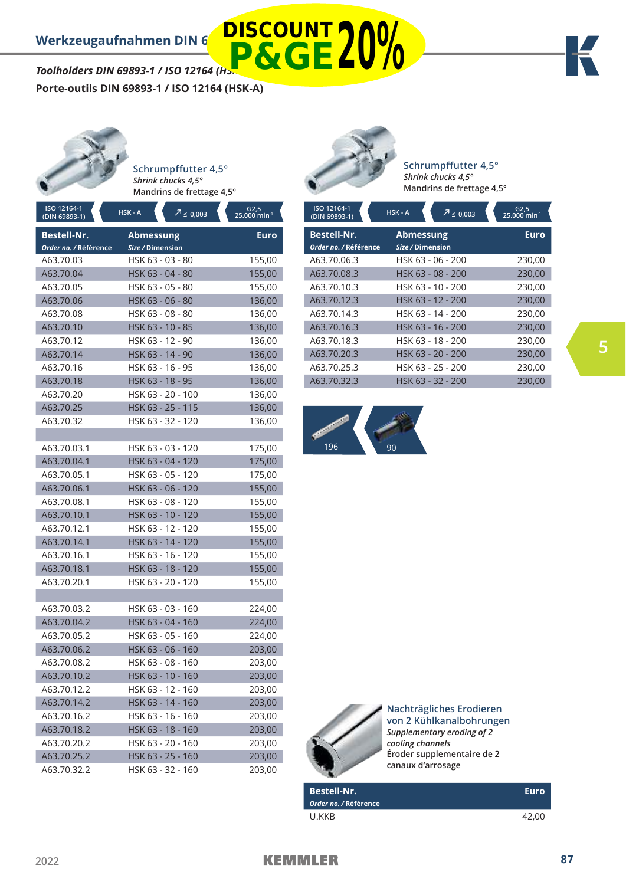DISCOUNT P&GE 20%

## Werkzeugaufnahmen DIN 6…

***Toolholders DIN 69893-1 / ISO 12164 (HS…***

**Porte-outils DIN 69893-1 / ISO 12164 (HSK-A)**

### Schrumpffutter 4,5°

*Shrink chucks 4,5°*

Mandrins de frettage 4,5°

ISO 12164-1 (DIN 69893-1) | HSK - A | ≤ 0,003 | G2,5 25.000 min⁻¹

| Bestell-Nr. *Order no. / Référence* | Abmessung *Size / Dimension* | Euro |
|---|---|---|
| A63.70.03 | HSK 63 - 03 - 80 | 155,00 |
| A63.70.04 | HSK 63 - 04 - 80 | 155,00 |
| A63.70.05 | HSK 63 - 05 - 80 | 155,00 |
| A63.70.06 | HSK 63 - 06 - 80 | 136,00 |
| A63.70.08 | HSK 63 - 08 - 80 | 136,00 |
| A63.70.10 | HSK 63 - 10 - 85 | 136,00 |
| A63.70.12 | HSK 63 - 12 - 90 | 136,00 |
| A63.70.14 | HSK 63 - 14 - 90 | 136,00 |
| A63.70.16 | HSK 63 - 16 - 95 | 136,00 |
| A63.70.18 | HSK 63 - 18 - 95 | 136,00 |
| A63.70.20 | HSK 63 - 20 - 100 | 136,00 |
| A63.70.25 | HSK 63 - 25 - 115 | 136,00 |
| A63.70.32 | HSK 63 - 32 - 120 | 136,00 |
| | | |
| A63.70.03.1 | HSK 63 - 03 - 120 | 175,00 |
| A63.70.04.1 | HSK 63 - 04 - 120 | 175,00 |
| A63.70.05.1 | HSK 63 - 05 - 120 | 175,00 |
| A63.70.06.1 | HSK 63 - 06 - 120 | 155,00 |
| A63.70.08.1 | HSK 63 - 08 - 120 | 155,00 |
| A63.70.10.1 | HSK 63 - 10 - 120 | 155,00 |
| A63.70.12.1 | HSK 63 - 12 - 120 | 155,00 |
| A63.70.14.1 | HSK 63 - 14 - 120 | 155,00 |
| A63.70.16.1 | HSK 63 - 16 - 120 | 155,00 |
| A63.70.18.1 | HSK 63 - 18 - 120 | 155,00 |
| A63.70.20.1 | HSK 63 - 20 - 120 | 155,00 |
| | | |
| A63.70.03.2 | HSK 63 - 03 - 160 | 224,00 |
| A63.70.04.2 | HSK 63 - 04 - 160 | 224,00 |
| A63.70.05.2 | HSK 63 - 05 - 160 | 224,00 |
| A63.70.06.2 | HSK 63 - 06 - 160 | 203,00 |
| A63.70.08.2 | HSK 63 - 08 - 160 | 203,00 |
| A63.70.10.2 | HSK 63 - 10 - 160 | 203,00 |
| A63.70.12.2 | HSK 63 - 12 - 160 | 203,00 |
| A63.70.14.2 | HSK 63 - 14 - 160 | 203,00 |
| A63.70.16.2 | HSK 63 - 16 - 160 | 203,00 |
| A63.70.18.2 | HSK 63 - 18 - 160 | 203,00 |
| A63.70.20.2 | HSK 63 - 20 - 160 | 203,00 |
| A63.70.25.2 | HSK 63 - 25 - 160 | 203,00 |
| A63.70.32.2 | HSK 63 - 32 - 160 | 203,00 |

### Schrumpffutter 4,5°

*Shrink chucks 4,5°*

Mandrins de frettage 4,5°

ISO 12164-1 (DIN 69893-1) | HSK - A | ≤ 0,003 | G2,5 25.000 min⁻¹

| Bestell-Nr. *Order no. / Référence* | Abmessung *Size / Dimension* | Euro |
|---|---|---|
| A63.70.06.3 | HSK 63 - 06 - 200 | 230,00 |
| A63.70.08.3 | HSK 63 - 08 - 200 | 230,00 |
| A63.70.10.3 | HSK 63 - 10 - 200 | 230,00 |
| A63.70.12.3 | HSK 63 - 12 - 200 | 230,00 |
| A63.70.14.3 | HSK 63 - 14 - 200 | 230,00 |
| A63.70.16.3 | HSK 63 - 16 - 200 | 230,00 |
| A63.70.18.3 | HSK 63 - 18 - 200 | 230,00 |
| A63.70.20.3 | HSK 63 - 20 - 200 | 230,00 |
| A63.70.25.3 | HSK 63 - 25 - 200 | 230,00 |
| A63.70.32.3 | HSK 63 - 32 - 200 | 230,00 |

196 | 90

### Nachträgliches Erodieren von 2 Kühlkanalbohrungen

*Supplementary eroding of 2 cooling channels*

Éroder supplementaire de 2 canaux d'arrosage

| Bestell-Nr. *Order no. / Référence* | Euro |
|---|---|
| U.KKB | 42,00 |

2022 KEMMLER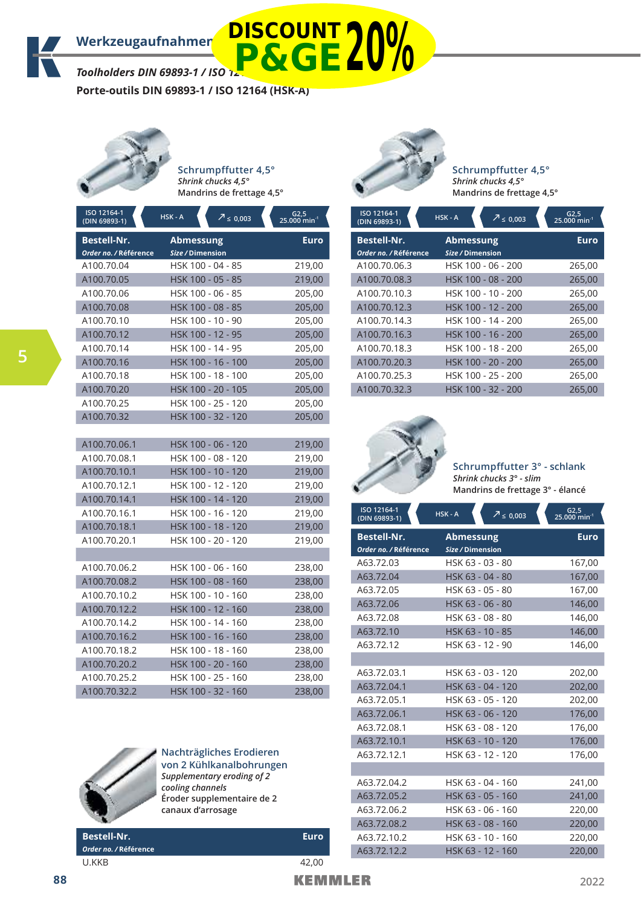# Werkzeugaufnahmen

DISCOUNT P&GE 20%

*Toolholders DIN 69893-1 / ISO 12164 (HSK-A)*

**Porte-outils DIN 69893-1 / ISO 12164 (HSK-A)**

## Schrumpffutter 4,5°

*Shrink chucks 4,5°*

Mandrins de frettage 4,5°

ISO 12164-1 (DIN 69893-1) | HSK - A | ↗ ≤ 0,003 | G2,5 25.000 min⁻¹

| Bestell-Nr. *Order no. / Référence* | Abmessung *Size / Dimension* | Euro |
|---|---|---|
| A100.70.04 | HSK 100 - 04 - 85 | 219,00 |
| A100.70.05 | HSK 100 - 05 - 85 | 219,00 |
| A100.70.06 | HSK 100 - 06 - 85 | 205,00 |
| A100.70.08 | HSK 100 - 08 - 85 | 205,00 |
| A100.70.10 | HSK 100 - 10 - 90 | 205,00 |
| A100.70.12 | HSK 100 - 12 - 95 | 205,00 |
| A100.70.14 | HSK 100 - 14 - 95 | 205,00 |
| A100.70.16 | HSK 100 - 16 - 100 | 205,00 |
| A100.70.18 | HSK 100 - 18 - 100 | 205,00 |
| A100.70.20 | HSK 100 - 20 - 105 | 205,00 |
| A100.70.25 | HSK 100 - 25 - 120 | 205,00 |
| A100.70.32 | HSK 100 - 32 - 120 | 205,00 |
| | | |
| A100.70.06.1 | HSK 100 - 06 - 120 | 219,00 |
| A100.70.08.1 | HSK 100 - 08 - 120 | 219,00 |
| A100.70.10.1 | HSK 100 - 10 - 120 | 219,00 |
| A100.70.12.1 | HSK 100 - 12 - 120 | 219,00 |
| A100.70.14.1 | HSK 100 - 14 - 120 | 219,00 |
| A100.70.16.1 | HSK 100 - 16 - 120 | 219,00 |
| A100.70.18.1 | HSK 100 - 18 - 120 | 219,00 |
| A100.70.20.1 | HSK 100 - 20 - 120 | 219,00 |
| | | |
| A100.70.06.2 | HSK 100 - 06 - 160 | 238,00 |
| A100.70.08.2 | HSK 100 - 08 - 160 | 238,00 |
| A100.70.10.2 | HSK 100 - 10 - 160 | 238,00 |
| A100.70.12.2 | HSK 100 - 12 - 160 | 238,00 |
| A100.70.14.2 | HSK 100 - 14 - 160 | 238,00 |
| A100.70.16.2 | HSK 100 - 16 - 160 | 238,00 |
| A100.70.18.2 | HSK 100 - 18 - 160 | 238,00 |
| A100.70.20.2 | HSK 100 - 20 - 160 | 238,00 |
| A100.70.25.2 | HSK 100 - 25 - 160 | 238,00 |
| A100.70.32.2 | HSK 100 - 32 - 160 | 238,00 |

## Nachträgliches Erodieren von 2 Kühlkanalbohrungen

*Supplementary eroding of 2 cooling channels*

Éroder supplementaire de 2 canaux d'arrosage

| Bestell-Nr. *Order no. / Référence* | Euro |
|---|---|
| U.KKB | 42,00 |

## Schrumpffutter 4,5°

*Shrink chucks 4,5°*

Mandrins de frettage 4,5°

ISO 12164-1 (DIN 69893-1) | HSK - A | ↗ ≤ 0,003 | G2,5 25.000 min⁻¹

| Bestell-Nr. *Order no. / Référence* | Abmessung *Size / Dimension* | Euro |
|---|---|---|
| A100.70.06.3 | HSK 100 - 06 - 200 | 265,00 |
| A100.70.08.3 | HSK 100 - 08 - 200 | 265,00 |
| A100.70.10.3 | HSK 100 - 10 - 200 | 265,00 |
| A100.70.12.3 | HSK 100 - 12 - 200 | 265,00 |
| A100.70.14.3 | HSK 100 - 14 - 200 | 265,00 |
| A100.70.16.3 | HSK 100 - 16 - 200 | 265,00 |
| A100.70.18.3 | HSK 100 - 18 - 200 | 265,00 |
| A100.70.20.3 | HSK 100 - 20 - 200 | 265,00 |
| A100.70.25.3 | HSK 100 - 25 - 200 | 265,00 |
| A100.70.32.3 | HSK 100 - 32 - 200 | 265,00 |

## Schrumpffutter 3° - schlank

*Shrink chucks 3° - slim*

Mandrins de frettage 3° - élancé

ISO 12164-1 (DIN 69893-1) | HSK - A | ↗ ≤ 0,003 | G2,5 25.000 min⁻¹

| Bestell-Nr. *Order no. / Référence* | Abmessung *Size / Dimension* | Euro |
|---|---|---|
| A63.72.03 | HSK 63 - 03 - 80 | 167,00 |
| A63.72.04 | HSK 63 - 04 - 80 | 167,00 |
| A63.72.05 | HSK 63 - 05 - 80 | 167,00 |
| A63.72.06 | HSK 63 - 06 - 80 | 146,00 |
| A63.72.08 | HSK 63 - 08 - 80 | 146,00 |
| A63.72.10 | HSK 63 - 10 - 85 | 146,00 |
| A63.72.12 | HSK 63 - 12 - 90 | 146,00 |
| | | |
| A63.72.03.1 | HSK 63 - 03 - 120 | 202,00 |
| A63.72.04.1 | HSK 63 - 04 - 120 | 202,00 |
| A63.72.05.1 | HSK 63 - 05 - 120 | 202,00 |
| A63.72.06.1 | HSK 63 - 06 - 120 | 176,00 |
| A63.72.08.1 | HSK 63 - 08 - 120 | 176,00 |
| A63.72.10.1 | HSK 63 - 10 - 120 | 176,00 |
| A63.72.12.1 | HSK 63 - 12 - 120 | 176,00 |
| | | |
| A63.72.04.2 | HSK 63 - 04 - 160 | 241,00 |
| A63.72.05.2 | HSK 63 - 05 - 160 | 241,00 |
| A63.72.06.2 | HSK 63 - 06 - 160 | 220,00 |
| A63.72.08.2 | HSK 63 - 08 - 160 | 220,00 |
| A63.72.10.2 | HSK 63 - 10 - 160 | 220,00 |
| A63.72.12.2 | HSK 63 - 12 - 160 | 220,00 |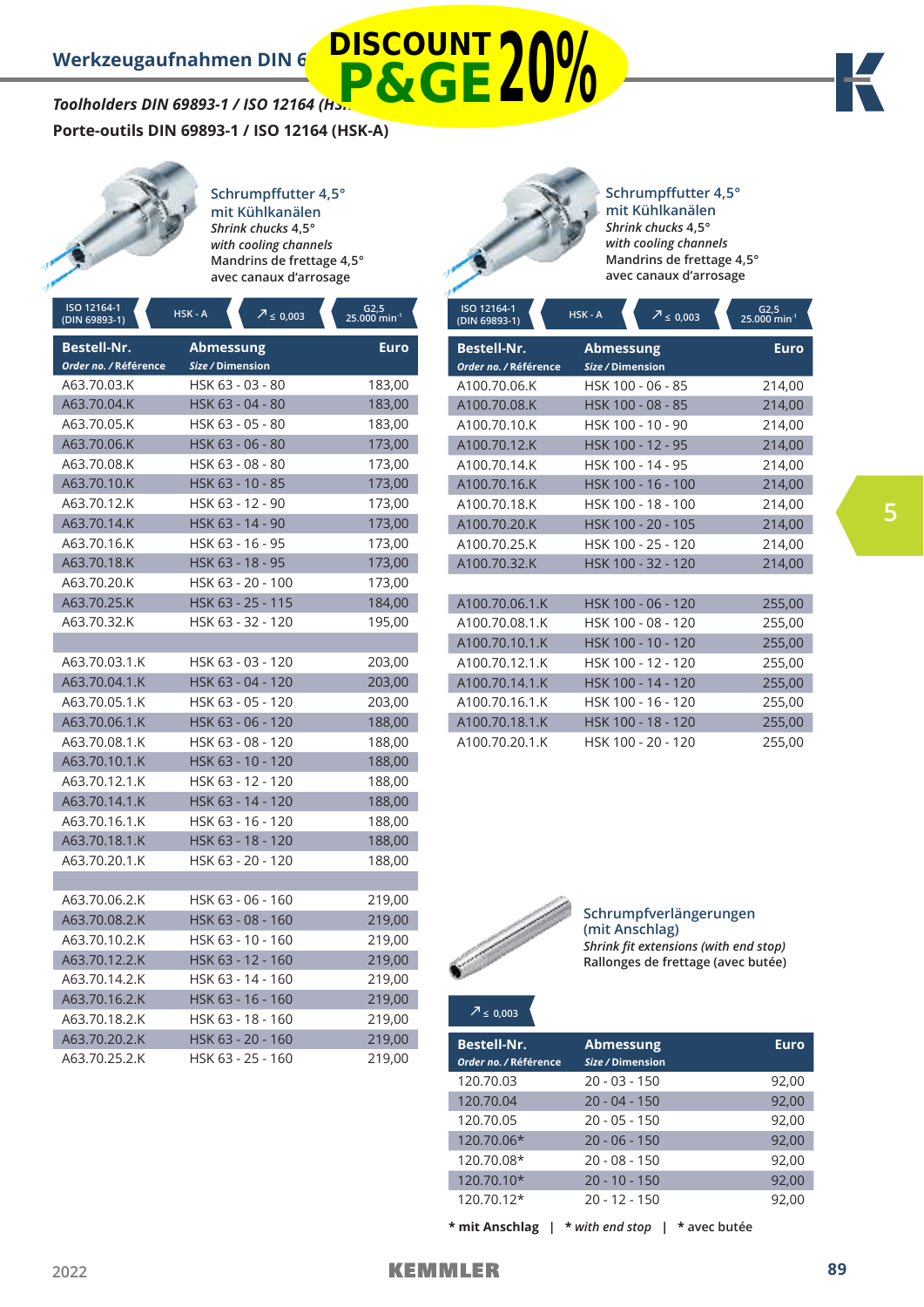## Werkzeugaufnahmen DIN 6

**DISCOUNT P&GE 20%**

### *Toolholders DIN 69893-1 / ISO 12164 (HS*
### Porte-outils DIN 69893-1 / ISO 12164 (HSK-A)

**Schrumpffutter 4,5° mit Kühlkanälen**
*Shrink chucks 4,5° with cooling channels*
Mandrins de frettage 4,5° avec canaux d'arrosage

ISO 12164-1 (DIN 69893-1) | HSK - A | ↗ ≤ 0,003 | G2,5 25.000 min⁻¹

| Bestell-Nr. *Order no. / Référence* | Abmessung *Size / Dimension* | Euro |
|---|---|---|
| A63.70.03.K | HSK 63 - 03 - 80 | 183,00 |
| A63.70.04.K | HSK 63 - 04 - 80 | 183,00 |
| A63.70.05.K | HSK 63 - 05 - 80 | 183,00 |
| A63.70.06.K | HSK 63 - 06 - 80 | 173,00 |
| A63.70.08.K | HSK 63 - 08 - 80 | 173,00 |
| A63.70.10.K | HSK 63 - 10 - 85 | 173,00 |
| A63.70.12.K | HSK 63 - 12 - 90 | 173,00 |
| A63.70.14.K | HSK 63 - 14 - 90 | 173,00 |
| A63.70.16.K | HSK 63 - 16 - 95 | 173,00 |
| A63.70.18.K | HSK 63 - 18 - 95 | 173,00 |
| A63.70.20.K | HSK 63 - 20 - 100 | 173,00 |
| A63.70.25.K | HSK 63 - 25 - 115 | 184,00 |
| A63.70.32.K | HSK 63 - 32 - 120 | 195,00 |
| | | |
| A63.70.03.1.K | HSK 63 - 03 - 120 | 203,00 |
| A63.70.04.1.K | HSK 63 - 04 - 120 | 203,00 |
| A63.70.05.1.K | HSK 63 - 05 - 120 | 203,00 |
| A63.70.06.1.K | HSK 63 - 06 - 120 | 188,00 |
| A63.70.08.1.K | HSK 63 - 08 - 120 | 188,00 |
| A63.70.10.1.K | HSK 63 - 10 - 120 | 188,00 |
| A63.70.12.1.K | HSK 63 - 12 - 120 | 188,00 |
| A63.70.14.1.K | HSK 63 - 14 - 120 | 188,00 |
| A63.70.16.1.K | HSK 63 - 16 - 120 | 188,00 |
| A63.70.18.1.K | HSK 63 - 18 - 120 | 188,00 |
| A63.70.20.1.K | HSK 63 - 20 - 120 | 188,00 |
| | | |
| A63.70.06.2.K | HSK 63 - 06 - 160 | 219,00 |
| A63.70.08.2.K | HSK 63 - 08 - 160 | 219,00 |
| A63.70.10.2.K | HSK 63 - 10 - 160 | 219,00 |
| A63.70.12.2.K | HSK 63 - 12 - 160 | 219,00 |
| A63.70.14.2.K | HSK 63 - 14 - 160 | 219,00 |
| A63.70.16.2.K | HSK 63 - 16 - 160 | 219,00 |
| A63.70.18.2.K | HSK 63 - 18 - 160 | 219,00 |
| A63.70.20.2.K | HSK 63 - 20 - 160 | 219,00 |
| A63.70.25.2.K | HSK 63 - 25 - 160 | 219,00 |

**Schrumpffutter 4,5° mit Kühlkanälen**
*Shrink chucks 4,5° with cooling channels*
Mandrins de frettage 4,5° avec canaux d'arrosage

ISO 12164-1 (DIN 69893-1) | HSK - A | ↗ ≤ 0,003 | G2,5 25.000 min⁻¹

| Bestell-Nr. *Order no. / Référence* | Abmessung *Size / Dimension* | Euro |
|---|---|---|
| A100.70.06.K | HSK 100 - 06 - 85 | 214,00 |
| A100.70.08.K | HSK 100 - 08 - 85 | 214,00 |
| A100.70.10.K | HSK 100 - 10 - 90 | 214,00 |
| A100.70.12.K | HSK 100 - 12 - 95 | 214,00 |
| A100.70.14.K | HSK 100 - 14 - 95 | 214,00 |
| A100.70.16.K | HSK 100 - 16 - 100 | 214,00 |
| A100.70.18.K | HSK 100 - 18 - 100 | 214,00 |
| A100.70.20.K | HSK 100 - 20 - 105 | 214,00 |
| A100.70.25.K | HSK 100 - 25 - 120 | 214,00 |
| A100.70.32.K | HSK 100 - 32 - 120 | 214,00 |
| | | |
| A100.70.06.1.K | HSK 100 - 06 - 120 | 255,00 |
| A100.70.08.1.K | HSK 100 - 08 - 120 | 255,00 |
| A100.70.10.1.K | HSK 100 - 10 - 120 | 255,00 |
| A100.70.12.1.K | HSK 100 - 12 - 120 | 255,00 |
| A100.70.14.1.K | HSK 100 - 14 - 120 | 255,00 |
| A100.70.16.1.K | HSK 100 - 16 - 120 | 255,00 |
| A100.70.18.1.K | HSK 100 - 18 - 120 | 255,00 |
| A100.70.20.1.K | HSK 100 - 20 - 120 | 255,00 |

**Schrumpfverlängerungen (mit Anschlag)**
*Shrink fit extensions (with end stop)*
Rallonges de frettage (avec butée)

↗ ≤ 0,003

| Bestell-Nr. *Order no. / Référence* | Abmessung *Size / Dimension* | Euro |
|---|---|---|
| 120.70.03 | 20 - 03 - 150 | 92,00 |
| 120.70.04 | 20 - 04 - 150 | 92,00 |
| 120.70.05 | 20 - 05 - 150 | 92,00 |
| 120.70.06* | 20 - 06 - 150 | 92,00 |
| 120.70.08* | 20 - 08 - 150 | 92,00 |
| 120.70.10* | 20 - 10 - 150 | 92,00 |
| 120.70.12* | 20 - 12 - 150 | 92,00 |

**\* mit Anschlag** | *\* with end stop* | \* avec butée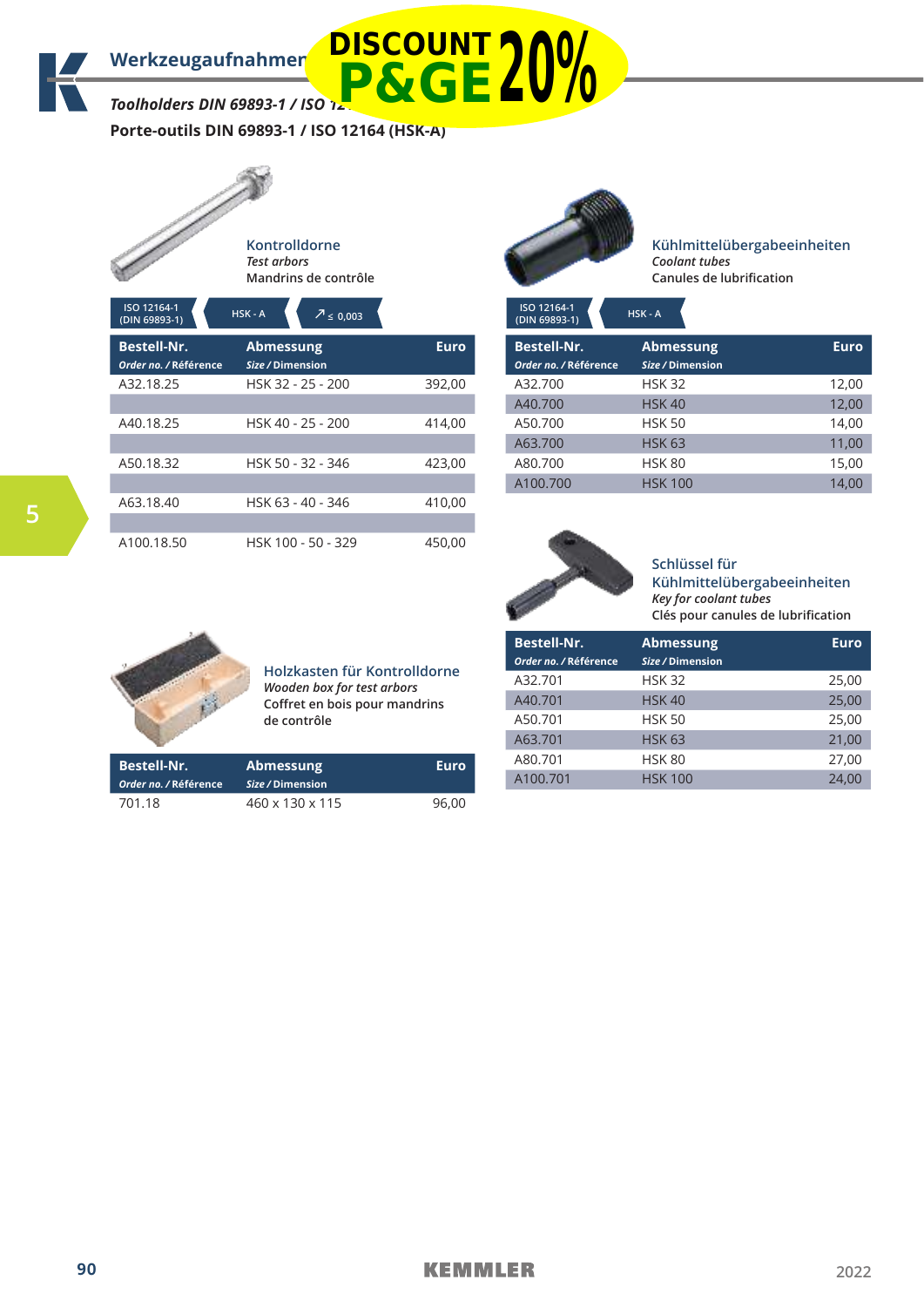# Werkzeugaufnahmen

DISCOUNT P&GE 20%

***Toolholders DIN 69893-1 / ISO 12…***

**Porte-outils DIN 69893-1 / ISO 12164 (HSK-A)**

## Kontrolldorne

*Test arbors*

Mandrins de contrôle

ISO 12164-1 (DIN 69893-1) | HSK - A | ↗ ≤ 0,003

| Bestell-Nr. *Order no.* / Référence | Abmessung *Size* / Dimension | Euro |
|---|---|---|
| A32.18.25 | HSK 32 - 25 - 200 | 392,00 |
| A40.18.25 | HSK 40 - 25 - 200 | 414,00 |
| A50.18.32 | HSK 50 - 32 - 346 | 423,00 |
| A63.18.40 | HSK 63 - 40 - 346 | 410,00 |
| A100.18.50 | HSK 100 - 50 - 329 | 450,00 |

## Kühlmittelübergabeeinheiten

*Coolant tubes*

Canules de lubrification

ISO 12164-1 (DIN 69893-1) | HSK - A

| Bestell-Nr. *Order no.* / Référence | Abmessung *Size* / Dimension | Euro |
|---|---|---|
| A32.700 | HSK 32 | 12,00 |
| A40.700 | HSK 40 | 12,00 |
| A50.700 | HSK 50 | 14,00 |
| A63.700 | HSK 63 | 11,00 |
| A80.700 | HSK 80 | 15,00 |
| A100.700 | HSK 100 | 14,00 |

## Schlüssel für Kühlmittelübergabeeinheiten

*Key for coolant tubes*

Clés pour canules de lubrification

| Bestell-Nr. *Order no.* / Référence | Abmessung *Size* / Dimension | Euro |
|---|---|---|
| A32.701 | HSK 32 | 25,00 |
| A40.701 | HSK 40 | 25,00 |
| A50.701 | HSK 50 | 25,00 |
| A63.701 | HSK 63 | 21,00 |
| A80.701 | HSK 80 | 27,00 |
| A100.701 | HSK 100 | 24,00 |

## Holzkasten für Kontrolldorne

*Wooden box for test arbors*

Coffret en bois pour mandrins de contrôle

| Bestell-Nr. *Order no.* / Référence | Abmessung *Size* / Dimension | Euro |
|---|---|---|
| 701.18 | 460 x 130 x 115 | 96,00 |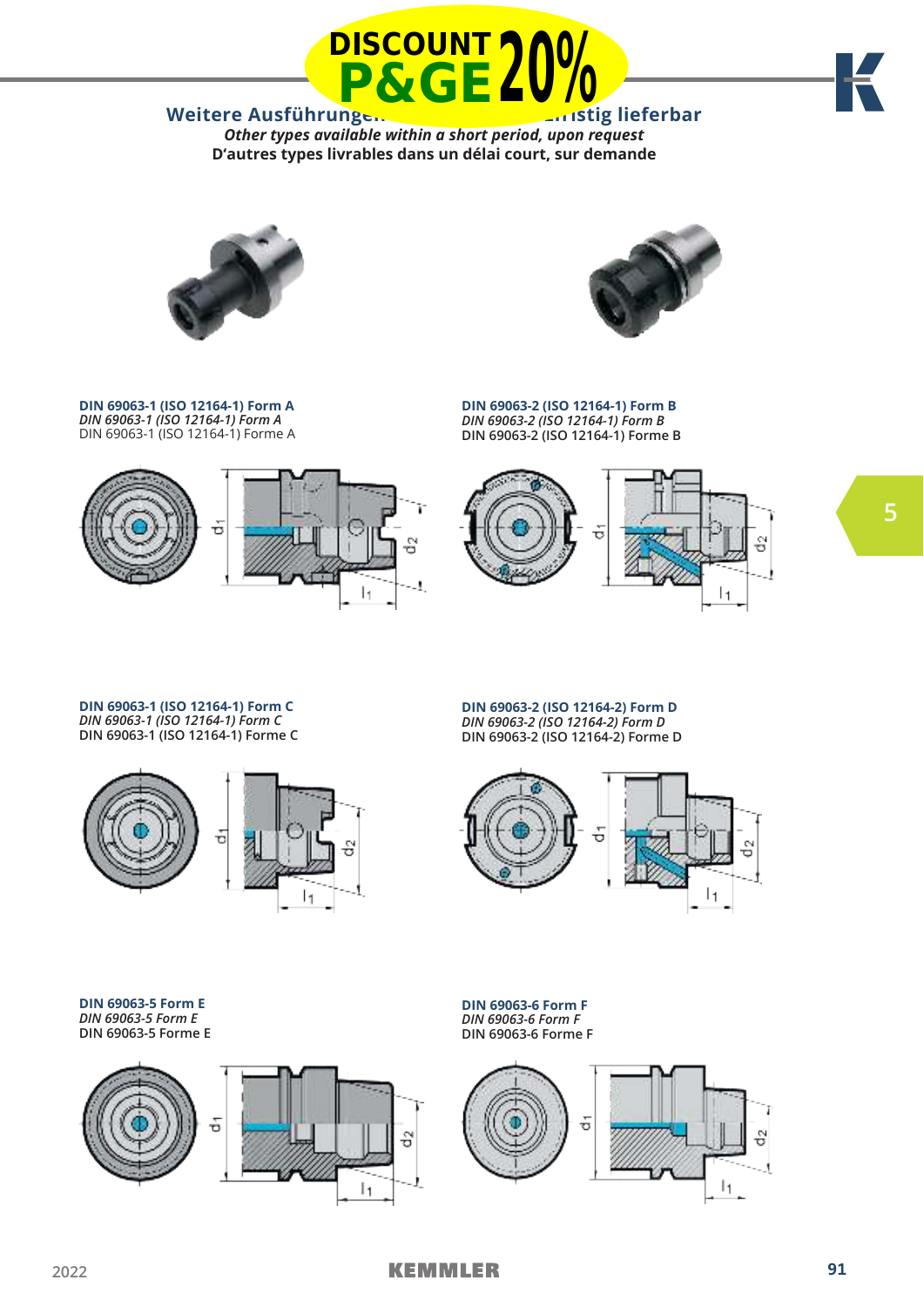DISCOUNT P&GE 20%

## Weitere Ausführungen ... günstig lieferbar

***Other types available within a short period, upon request***

**D'autres types livrables dans un délai court, sur demande**

**DIN 69063-1 (ISO 12164-1) Form A**
*DIN 69063-1 (ISO 12164-1) Form A*
DIN 69063-1 (ISO 12164-1) Forme A

**DIN 69063-2 (ISO 12164-1) Form B**
*DIN 69063-2 (ISO 12164-1) Form B*
DIN 69063-2 (ISO 12164-1) Forme B

**DIN 69063-1 (ISO 12164-1) Form C**
*DIN 69063-1 (ISO 12164-1) Form C*
DIN 69063-1 (ISO 12164-1) Forme C

**DIN 69063-2 (ISO 12164-2) Form D**
*DIN 69063-2 (ISO 12164-2) Form D*
DIN 69063-2 (ISO 12164-2) Forme D

**DIN 69063-5 Form E**
*DIN 69063-5 Form E*
DIN 69063-5 Forme E

**DIN 69063-6 Form F**
*DIN 69063-6 Form F*
DIN 69063-6 Forme F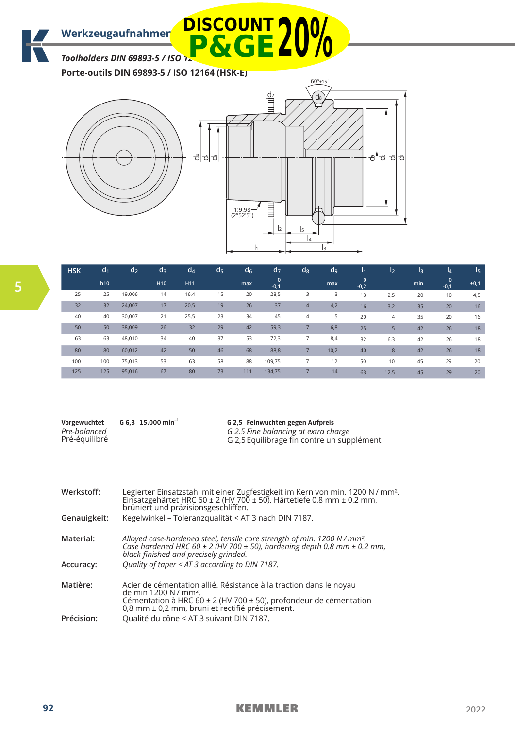# Werkzeugaufnahmen

DISCOUNT P&GE 20%

*Toolholders DIN 69893-5 / ISO 12*

**Porte-outils DIN 69893-5 / ISO 12164 (HSK-E)**

| HSK | $d_1$ | $d_2$ | $d_3$ | $d_4$ | $d_5$ | $d_6$ | $d_7$ | $d_8$ | $d_9$ | $l_1$ | $l_2$ | $l_3$ | $l_4$ | $l_5$ |
|---|---|---|---|---|---|---|---|---|---|---|---|---|---|---|
| | h10 | | H10 | H11 | | max | 0 / -0,1 | | max | 0 / -0,2 | | min | 0 / -0,1 | ±0,1 |
| 25 | 25 | 19,006 | 14 | 16,4 | 15 | 20 | 28,5 | 3 | 3 | 13 | 2,5 | 20 | 10 | 4,5 |
| 32 | 32 | 24,007 | 17 | 20,5 | 19 | 26 | 37 | 4 | 4,2 | 16 | 3,2 | 35 | 20 | 16 |
| 40 | 40 | 30,007 | 21 | 25,5 | 23 | 34 | 45 | 4 | 5 | 20 | 4 | 35 | 20 | 16 |
| 50 | 50 | 38,009 | 26 | 32 | 29 | 42 | 59,3 | 7 | 6,8 | 25 | 5 | 42 | 26 | 18 |
| 63 | 63 | 48,010 | 34 | 40 | 37 | 53 | 72,3 | 7 | 8,4 | 32 | 6,3 | 42 | 26 | 18 |
| 80 | 80 | 60,012 | 42 | 50 | 46 | 68 | 88,8 | 7 | 10,2 | 40 | 8 | 42 | 26 | 18 |
| 100 | 100 | 75,013 | 53 | 63 | 58 | 88 | 109,75 | 7 | 12 | 50 | 10 | 45 | 29 | 20 |
| 125 | 125 | 95,016 | 67 | 80 | 73 | 111 | 134,75 | 7 | 14 | 63 | 12,5 | 45 | 29 | 20 |

**Vorgewuchtet** **G 6,3 15.000 min⁻¹**
*Pre-balanced*
Pré-équilibré

**G 2,5 Feinwuchten gegen Aufpreis**
*G 2.5 Fine balancing at extra charge*
G 2,5 Equilibrage fin contre un supplément

**Werkstoff:** Legierter Einsatzstahl mit einer Zugfestigkeit im Kern von min. 1200 N / mm². Einsatzgehärtet HRC 60 ± 2 (HV 700 ± 50), Härtetiefe 0,8 mm ± 0,2 mm, brüniert und präzisionsgeschliffen.

**Genauigkeit:** Kegelwinkel – Toleranzqualität < AT 3 nach DIN 7187.

**Material:** *Alloyed case-hardened steel, tensile core strength of min. 1200 N / mm². Case hardened HRC 60 ± 2 (HV 700 ± 50), hardening depth 0.8 mm ± 0.2 mm, black-finished and precisely grinded.*

**Accuracy:** *Quality of taper < AT 3 according to DIN 7187.*

**Matière:** Acier de cémentation allié. Résistance à la traction dans le noyau de min 1200 N / mm². Cémentation à HRC 60 ± 2 (HV 700 ± 50), profondeur de cémentation 0,8 mm ± 0,2 mm, bruni et rectifié précisément.

**Précision:** Qualité du cône < AT 3 suivant DIN 7187.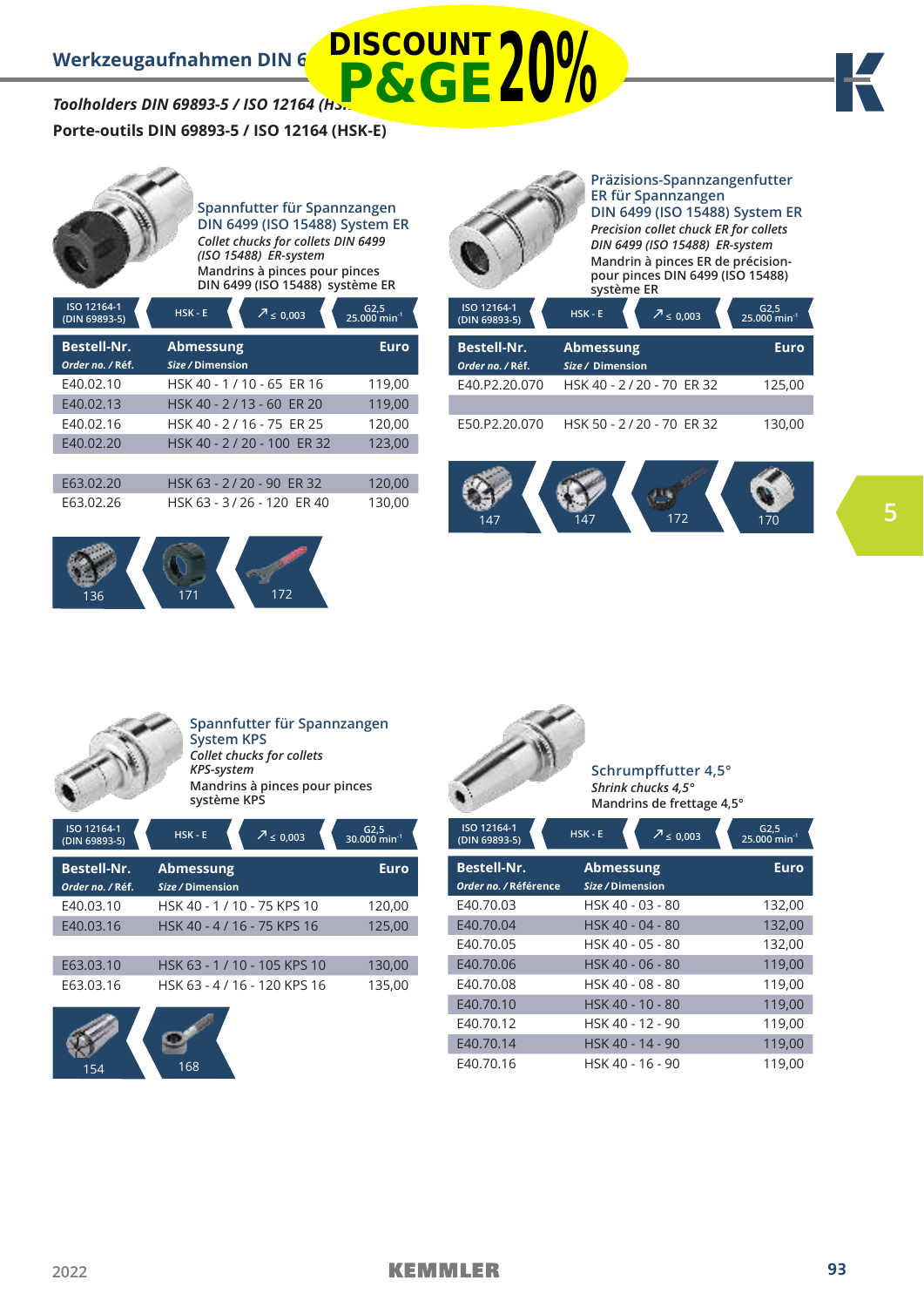## Werkzeugaufnahmen DIN 6

DISCOUNT P&GE 20%

*Toolholders DIN 69893-5 / ISO 12164 (HS*

**Porte-outils DIN 69893-5 / ISO 12164 (HSK-E)**

### Spannfutter für Spannzangen DIN 6499 (ISO 15488) System ER

*Collet chucks for collets DIN 6499 (ISO 15488) ER-system*

Mandrins à pinces pour pinces DIN 6499 (ISO 15488) système ER

ISO 12164-1 (DIN 69893-5) | HSK - E | ≤ 0,003 | G2,5 25.000 min⁻¹

| Bestell-Nr. *Order no. / Réf.* | Abmessung *Size / Dimension* | Euro |
|---|---|---|
| E40.02.10 | HSK 40 - 1 / 10 - 65 ER 16 | 119,00 |
| E40.02.13 | HSK 40 - 2 / 13 - 60 ER 20 | 119,00 |
| E40.02.16 | HSK 40 - 2 / 16 - 75 ER 25 | 120,00 |
| E40.02.20 | HSK 40 - 2 / 20 - 100 ER 32 | 123,00 |
| | | |
| E63.02.20 | HSK 63 - 2 / 20 - 90 ER 32 | 120,00 |
| E63.02.26 | HSK 63 - 3 / 26 - 120 ER 40 | 130,00 |

136 | 171 | 172

### Präzisions-Spannzangenfutter ER für Spannzangen DIN 6499 (ISO 15488) System ER

*Precision collet chuck ER for collets DIN 6499 (ISO 15488) ER-system*

Mandrin à pinces ER de précision- pour pinces DIN 6499 (ISO 15488) système ER

ISO 12164-1 (DIN 69893-5) | HSK - E | ≤ 0,003 | G2,5 25.000 min⁻¹

| Bestell-Nr. *Order no. / Réf.* | Abmessung *Size / Dimension* | Euro |
|---|---|---|
| E40.P2.20.070 | HSK 40 - 2 / 20 - 70 ER 32 | 125,00 |
| | | |
| E50.P2.20.070 | HSK 50 - 2 / 20 - 70 ER 32 | 130,00 |

147 | 147 | 172 | 170

### Spannfutter für Spannzangen System KPS

*Collet chucks for collets KPS-system*

Mandrins à pinces pour pinces système KPS

ISO 12164-1 (DIN 69893-5) | HSK - E | ≤ 0,003 | G2,5 30.000 min⁻¹

| Bestell-Nr. *Order no. / Réf.* | Abmessung *Size / Dimension* | Euro |
|---|---|---|
| E40.03.10 | HSK 40 - 1 / 10 - 75 KPS 10 | 120,00 |
| E40.03.16 | HSK 40 - 4 / 16 - 75 KPS 16 | 125,00 |
| | | |
| E63.03.10 | HSK 63 - 1 / 10 - 105 KPS 10 | 130,00 |
| E63.03.16 | HSK 63 - 4 / 16 - 120 KPS 16 | 135,00 |

154 | 168

### Schrumpffutter 4,5°

*Shrink chucks 4,5°*

Mandrins de frettage 4,5°

ISO 12164-1 (DIN 69893-5) | HSK - E | ≤ 0,003 | G2,5 25.000 min⁻¹

| Bestell-Nr. *Order no. / Référence* | Abmessung *Size / Dimension* | Euro |
|---|---|---|
| E40.70.03 | HSK 40 - 03 - 80 | 132,00 |
| E40.70.04 | HSK 40 - 04 - 80 | 132,00 |
| E40.70.05 | HSK 40 - 05 - 80 | 132,00 |
| E40.70.06 | HSK 40 - 06 - 80 | 119,00 |
| E40.70.08 | HSK 40 - 08 - 80 | 119,00 |
| E40.70.10 | HSK 40 - 10 - 80 | 119,00 |
| E40.70.12 | HSK 40 - 12 - 90 | 119,00 |
| E40.70.14 | HSK 40 - 14 - 90 | 119,00 |
| E40.70.16 | HSK 40 - 16 - 90 | 119,00 |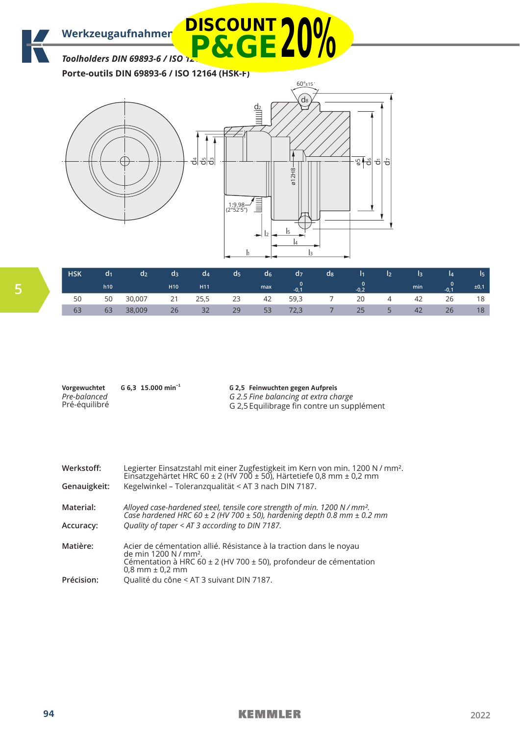## Werkzeugaufnahmen

DISCOUNT P&GE 20%

### *Toolholders DIN 69893-6 / ISO 12164 (HSK-F)*

### Porte-outils DIN 69893-6 / ISO 12164 (HSK-F)

| HSK | $d_1$ | $d_2$ | $d_3$ | $d_4$ | $d_5$ | $d_6$ | $d_7$ | $d_8$ | $l_1$ | $l_2$ | $l_3$ | $l_4$ | $l_5$ |
|---|---|---|---|---|---|---|---|---|---|---|---|---|---|
| | h10 | | H10 | H11 | | max | 0 / -0,1 | | 0 / -0,2 | | min | 0 / -0,1 | ±0,1 |
| 50 | 50 | 30,007 | 21 | 25,5 | 23 | 42 | 59,3 | 7 | 20 | 4 | 42 | 26 | 18 |
| 63 | 63 | 38,009 | 26 | 32 | 29 | 53 | 72,3 | 7 | 25 | 5 | 42 | 26 | 18 |

**Vorgewuchtet** **G 6,3 15.000 min⁻¹**
*Pre-balanced*
Pré-équilibré

**G 2,5 Feinwuchten gegen Aufpreis**
*G 2.5 Fine balancing at extra charge*
G 2,5 Equilibrage fin contre un supplément

**Werkstoff:** Legierter Einsatzstahl mit einer Zugfestigkeit im Kern von min. 1200 N / mm². Einsatzgehärtet HRC 60 ± 2 (HV 700 ± 50), Härtetiefe 0,8 mm ± 0,2 mm

**Genauigkeit:** Kegelwinkel – Toleranzqualität < AT 3 nach DIN 7187.

**Material:** *Alloyed case-hardened steel, tensile core strength of min. 1200 N / mm². Case hardened HRC 60 ± 2 (HV 700 ± 50), hardening depth 0.8 mm ± 0.2 mm*

**Accuracy:** *Quality of taper < AT 3 according to DIN 7187.*

**Matière:** Acier de cémentation allié. Résistance à la traction dans le noyau de min 1200 N / mm². Cémentation à HRC 60 ± 2 (HV 700 ± 50), profondeur de cémentation 0,8 mm ± 0,2 mm

**Précision:** Qualité du cône < AT 3 suivant DIN 7187.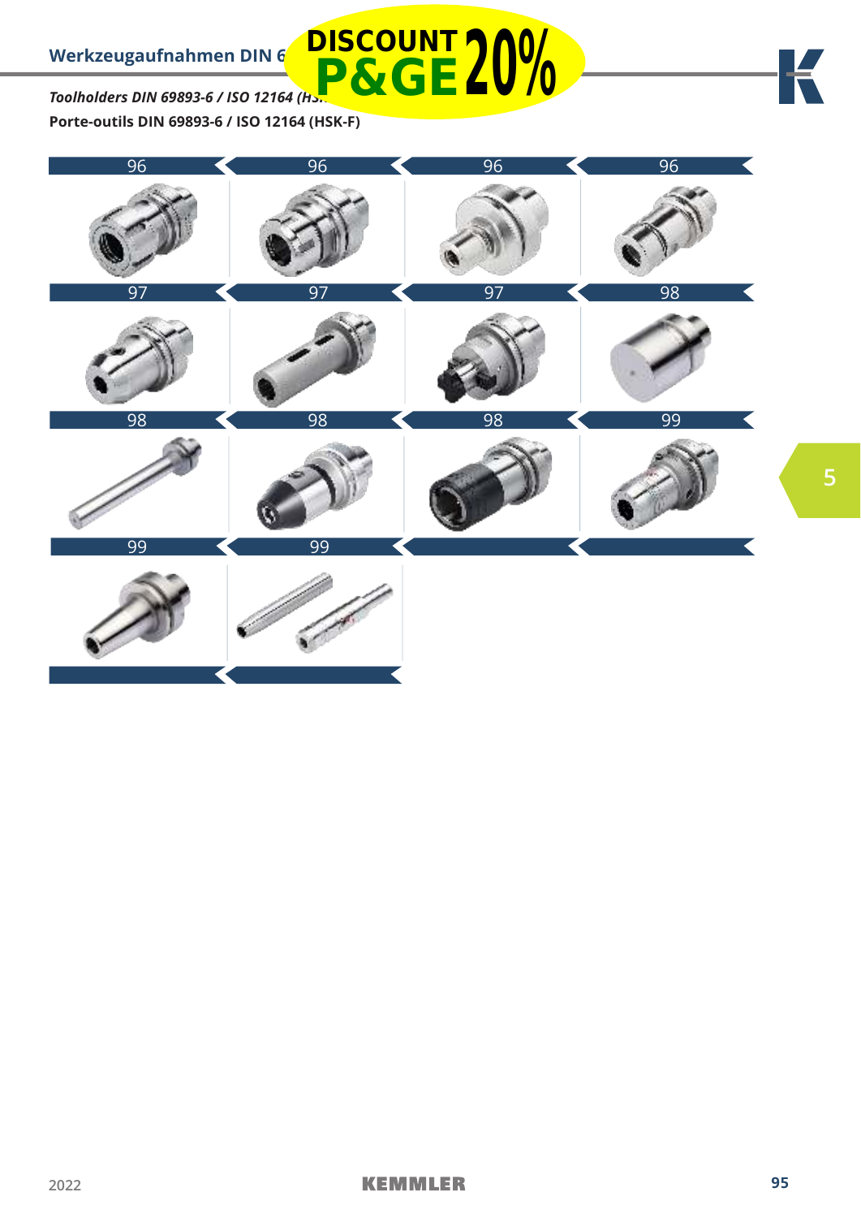## Werkzeugaufnahmen DIN 6

DISCOUNT P&GE 20%

*Toolholders DIN 69893-6 / ISO 12164 (HS...*

**Porte-outils DIN 69893-6 / ISO 12164 (HSK-F)**

96 | 96 | 96 | 96

97 | 97 | 97 | 98

98 | 98 | 98 | 99

99 | 99

5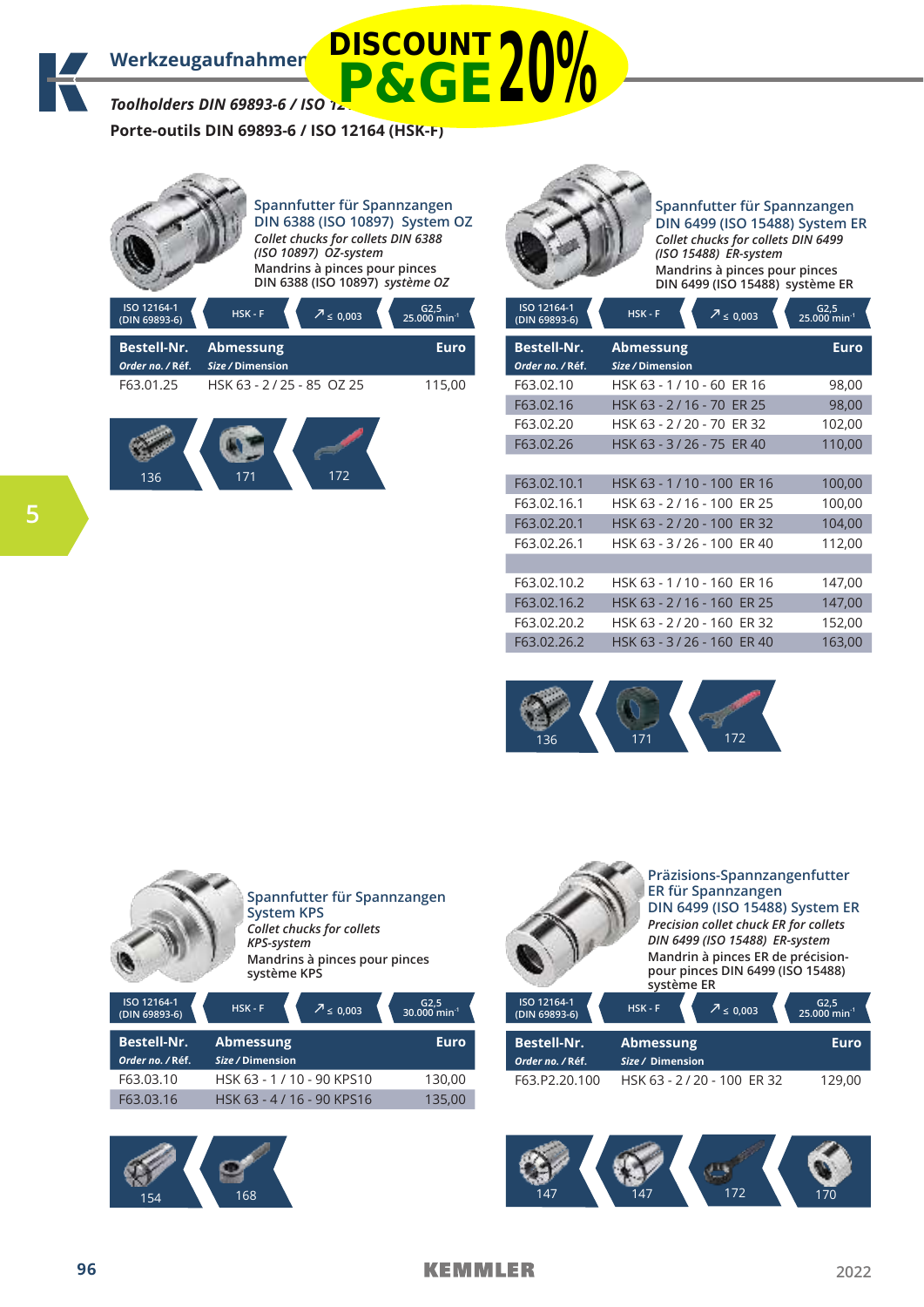## Werkzeugaufnahmen

DISCOUNT P&GE 20%

*Toolholders DIN 69893-6 / ISO 12164 (HSK-F)*

**Porte-outils DIN 69893-6 / ISO 12164 (HSK-F)**

### Spannfutter für Spannzangen DIN 6388 (ISO 10897) System OZ

*Collet chucks for collets DIN 6388 (ISO 10897) OZ-system*

Mandrins à pinces pour pinces DIN 6388 (ISO 10897) *système OZ*

ISO 12164-1 (DIN 69893-6) | HSK - F | ≤ 0,003 | G2,5 25.000 min⁻¹

| Bestell-Nr. *Order no. / Réf.* | Abmessung *Size / Dimension* | Euro |
|---|---|---|
| F63.01.25 | HSK 63 - 2 / 25 - 85 OZ 25 | 115,00 |

136 | 171 | 172

### Spannfutter für Spannzangen DIN 6499 (ISO 15488) System ER

*Collet chucks for collets DIN 6499 (ISO 15488) ER-system*

Mandrins à pinces pour pinces DIN 6499 (ISO 15488) système ER

ISO 12164-1 (DIN 69893-6) | HSK - F | ≤ 0,003 | G2,5 25.000 min⁻¹

| Bestell-Nr. *Order no. / Réf.* | Abmessung *Size / Dimension* | Euro |
|---|---|---|
| F63.02.10 | HSK 63 - 1 / 10 - 60 ER 16 | 98,00 |
| F63.02.16 | HSK 63 - 2 / 16 - 70 ER 25 | 98,00 |
| F63.02.20 | HSK 63 - 2 / 20 - 70 ER 32 | 102,00 |
| F63.02.26 | HSK 63 - 3 / 26 - 75 ER 40 | 110,00 |
| | | |
| F63.02.10.1 | HSK 63 - 1 / 10 - 100 ER 16 | 100,00 |
| F63.02.16.1 | HSK 63 - 2 / 16 - 100 ER 25 | 100,00 |
| F63.02.20.1 | HSK 63 - 2 / 20 - 100 ER 32 | 104,00 |
| F63.02.26.1 | HSK 63 - 3 / 26 - 100 ER 40 | 112,00 |
| | | |
| F63.02.10.2 | HSK 63 - 1 / 10 - 160 ER 16 | 147,00 |
| F63.02.16.2 | HSK 63 - 2 / 16 - 160 ER 25 | 147,00 |
| F63.02.20.2 | HSK 63 - 2 / 20 - 160 ER 32 | 152,00 |
| F63.02.26.2 | HSK 63 - 3 / 26 - 160 ER 40 | 163,00 |

136 | 171 | 172

### Spannfutter für Spannzangen System KPS

*Collet chucks for collets KPS-system*

Mandrins à pinces pour pinces système KPS

ISO 12164-1 (DIN 69893-6) | HSK - F | ≤ 0,003 | G2,5 30.000 min⁻¹

| Bestell-Nr. *Order no. / Réf.* | Abmessung *Size / Dimension* | Euro |
|---|---|---|
| F63.03.10 | HSK 63 - 1 / 10 - 90 KPS10 | 130,00 |
| F63.03.16 | HSK 63 - 4 / 16 - 90 KPS16 | 135,00 |

154 | 168

### Präzisions-Spannzangenfutter ER für Spannzangen DIN 6499 (ISO 15488) System ER

*Precision collet chuck ER for collets DIN 6499 (ISO 15488) ER-system*

Mandrin à pinces ER de précision- pour pinces DIN 6499 (ISO 15488) système ER

ISO 12164-1 (DIN 69893-6) | HSK - F | ≤ 0,003 | G2,5 25.000 min⁻¹

| Bestell-Nr. *Order no. / Réf.* | Abmessung *Size / Dimension* | Euro |
|---|---|---|
| F63.P2.20.100 | HSK 63 - 2 / 20 - 100 ER 32 | 129,00 |

147 | 147 | 172 | 170

KEMMLER 2022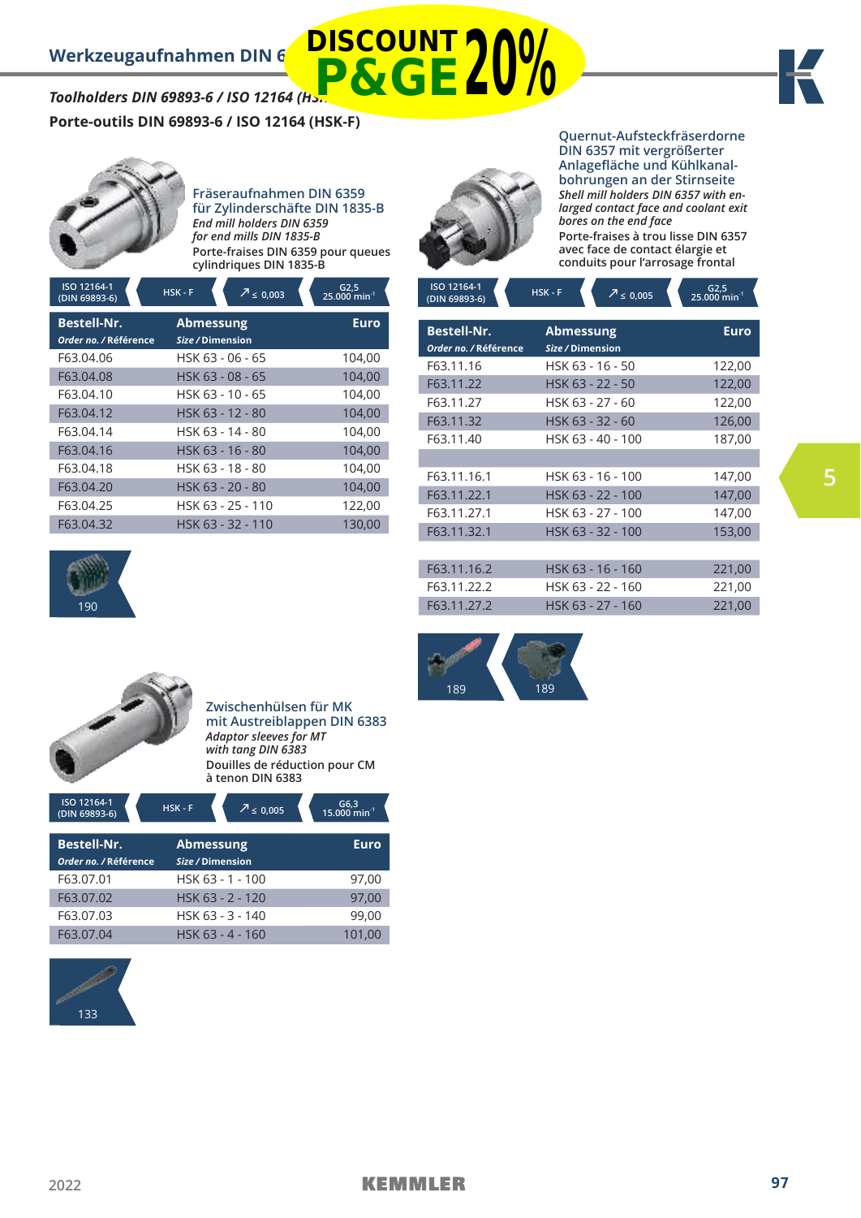# Werkzeugaufnahmen DIN 6

DISCOUNT P&GE 20%

***Toolholders DIN 69893-6 / ISO 12164 (HS…***

**Porte-outils DIN 69893-6 / ISO 12164 (HSK-F)**

## Fräseraufnahmen DIN 6359 für Zylinderschäfte DIN 1835-B

*End mill holders DIN 6359 for end mills DIN 1835-B*

Porte-fraises DIN 6359 pour queues cylindriques DIN 1835-B

ISO 12164-1 (DIN 69893-6) | HSK - F | ↗ ≤ 0,003 | G2,5 25.000 min⁻¹

| Bestell-Nr. *Order no. / Référence* | Abmessung *Size / Dimension* | Euro |
|---|---|---|
| F63.04.06 | HSK 63 - 06 - 65 | 104,00 |
| F63.04.08 | HSK 63 - 08 - 65 | 104,00 |
| F63.04.10 | HSK 63 - 10 - 65 | 104,00 |
| F63.04.12 | HSK 63 - 12 - 80 | 104,00 |
| F63.04.14 | HSK 63 - 14 - 80 | 104,00 |
| F63.04.16 | HSK 63 - 16 - 80 | 104,00 |
| F63.04.18 | HSK 63 - 18 - 80 | 104,00 |
| F63.04.20 | HSK 63 - 20 - 80 | 104,00 |
| F63.04.25 | HSK 63 - 25 - 110 | 122,00 |
| F63.04.32 | HSK 63 - 32 - 110 | 130,00 |

190

## Quernut-Aufsteckfräserdorne DIN 6357 mit vergrößerter Anlagefläche und Kühlkanalbohrungen an der Stirnseite

*Shell mill holders DIN 6357 with enlarged contact face and coolant exit bores on the end face*

Porte-fraises à trou lisse DIN 6357 avec face de contact élargie et conduits pour l'arrosage frontal

ISO 12164-1 (DIN 69893-6) | HSK - F | ↗ ≤ 0,005 | G2,5 25.000 min⁻¹

| Bestell-Nr. *Order no. / Référence* | Abmessung *Size / Dimension* | Euro |
|---|---|---|
| F63.11.16 | HSK 63 - 16 - 50 | 122,00 |
| F63.11.22 | HSK 63 - 22 - 50 | 122,00 |
| F63.11.27 | HSK 63 - 27 - 60 | 122,00 |
| F63.11.32 | HSK 63 - 32 - 60 | 126,00 |
| F63.11.40 | HSK 63 - 40 - 100 | 187,00 |
| | | |
| F63.11.16.1 | HSK 63 - 16 - 100 | 147,00 |
| F63.11.22.1 | HSK 63 - 22 - 100 | 147,00 |
| F63.11.27.1 | HSK 63 - 27 - 100 | 147,00 |
| F63.11.32.1 | HSK 63 - 32 - 100 | 153,00 |
| | | |
| F63.11.16.2 | HSK 63 - 16 - 160 | 221,00 |
| F63.11.22.2 | HSK 63 - 22 - 160 | 221,00 |
| F63.11.27.2 | HSK 63 - 27 - 160 | 221,00 |

189 189

## Zwischenhülsen für MK mit Austreiblappen DIN 6383

*Adaptor sleeves for MT with tang DIN 6383*

Douilles de réduction pour CM à tenon DIN 6383

ISO 12164-1 (DIN 69893-6) | HSK - F | ↗ ≤ 0,005 | G6,3 15.000 min⁻¹

| Bestell-Nr. *Order no. / Référence* | Abmessung *Size / Dimension* | Euro |
|---|---|---|
| F63.07.01 | HSK 63 - 1 - 100 | 97,00 |
| F63.07.02 | HSK 63 - 2 - 120 | 97,00 |
| F63.07.03 | HSK 63 - 3 - 140 | 99,00 |
| F63.07.04 | HSK 63 - 4 - 160 | 101,00 |

133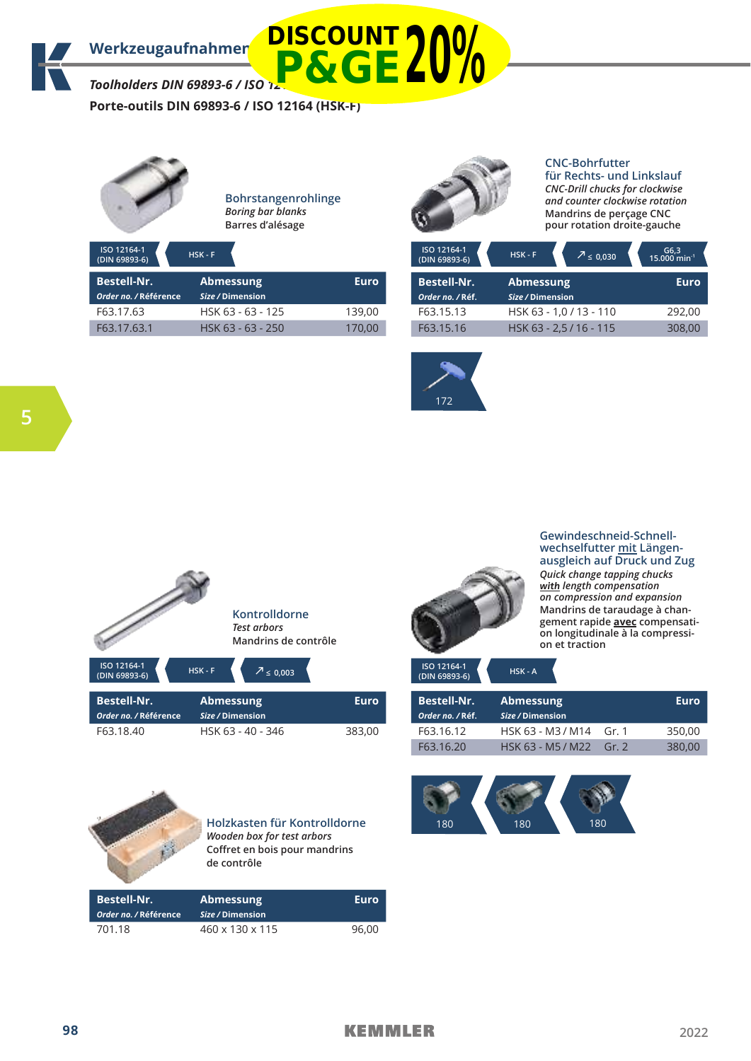# Werkzeugaufnahmen

DISCOUNT P&GE 20%

*Toolholders DIN 69893-6 / ISO 12164 (HSK-F)*

**Porte-outils DIN 69893-6 / ISO 12164 (HSK-F)**

## Bohrstangenrohlinge

*Boring bar blanks*

Barres d'alésage

ISO 12164-1 (DIN 69893-6) | HSK - F

| Bestell-Nr. *Order no. / Référence* | Abmessung *Size / Dimension* | Euro |
|---|---|---|
| F63.17.63 | HSK 63 - 63 - 125 | 139,00 |
| F63.17.63.1 | HSK 63 - 63 - 250 | 170,00 |

## CNC-Bohrfutter für Rechts- und Linkslauf

*CNC-Drill chucks for clockwise and counter clockwise rotation*

Mandrins de perçage CNC pour rotation droite-gauche

ISO 12164-1 (DIN 69893-6) | HSK - F | ↗ ≤ 0,030 | G6,3 15.000 min⁻¹

| Bestell-Nr. *Order no. / Réf.* | Abmessung *Size / Dimension* | Euro |
|---|---|---|
| F63.15.13 | HSK 63 - 1,0 / 13 - 110 | 292,00 |
| F63.15.16 | HSK 63 - 2,5 / 16 - 115 | 308,00 |

172

## Kontrolldorne

*Test arbors*

Mandrins de contrôle

ISO 12164-1 (DIN 69893-6) | HSK - F | ↗ ≤ 0,003

| Bestell-Nr. *Order no. / Référence* | Abmessung *Size / Dimension* | Euro |
|---|---|---|
| F63.18.40 | HSK 63 - 40 - 346 | 383,00 |

## Gewindeschneid-Schnellwechselfutter mit Längenausgleich auf Druck und Zug

*Quick change tapping chucks with length compensation on compression and expansion*

Mandrins de taraudage à changement rapide **avec** compensation longitudinale à la compression et traction

ISO 12164-1 (DIN 69893-6) | HSK - A

| Bestell-Nr. *Order no. / Réf.* | Abmessung *Size / Dimension* | | Euro |
|---|---|---|---|
| F63.16.12 | HSK 63 - M3 / M14 | Gr. 1 | 350,00 |
| F63.16.20 | HSK 63 - M5 / M22 | Gr. 2 | 380,00 |

180 | 180 | 180

## Holzkasten für Kontrolldorne

*Wooden box for test arbors*

Coffret en bois pour mandrins de contrôle

| Bestell-Nr. *Order no. / Référence* | Abmessung *Size / Dimension* | Euro |
|---|---|---|
| 701.18 | 460 x 130 x 115 | 96,00 |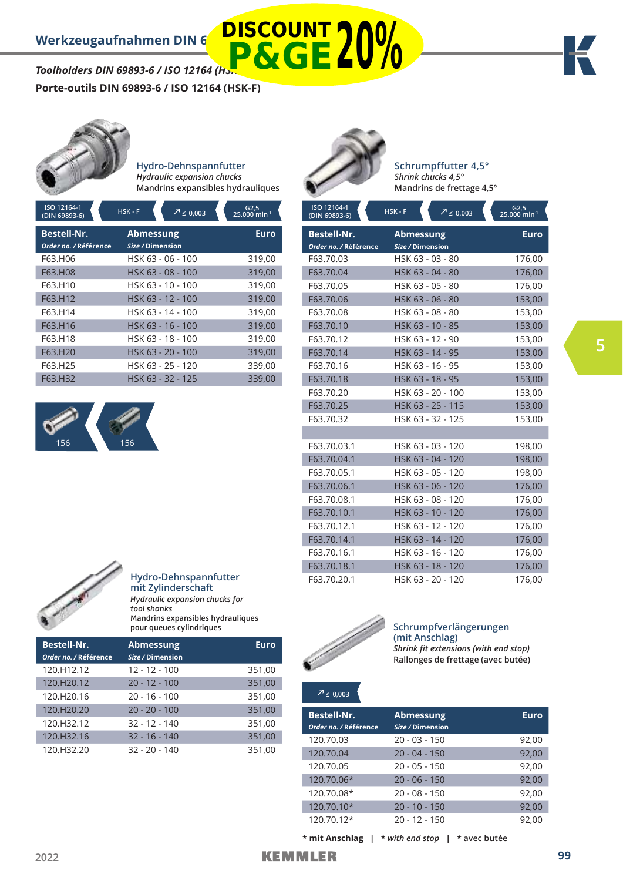# Werkzeugaufnahmen DIN 6

DISCOUNT P&GE 20%

*Toolholders DIN 69893-6 / ISO 12164 (HS*

**Porte-outils DIN 69893-6 / ISO 12164 (HSK-F)**

## Hydro-Dehnspannfutter

*Hydraulic expansion chucks*

Mandrins expansibles hydrauliques

ISO 12164-1 (DIN 69893-6) | HSK - F | ≤ 0,003 | G2,5 25.000 min⁻¹

| Bestell-Nr. *Order no. / Référence* | Abmessung *Size / Dimension* | Euro |
|---|---|---|
| F63.H06 | HSK 63 - 06 - 100 | 319,00 |
| F63.H08 | HSK 63 - 08 - 100 | 319,00 |
| F63.H10 | HSK 63 - 10 - 100 | 319,00 |
| F63.H12 | HSK 63 - 12 - 100 | 319,00 |
| F63.H14 | HSK 63 - 14 - 100 | 319,00 |
| F63.H16 | HSK 63 - 16 - 100 | 319,00 |
| F63.H18 | HSK 63 - 18 - 100 | 319,00 |
| F63.H20 | HSK 63 - 20 - 100 | 319,00 |
| F63.H25 | HSK 63 - 25 - 120 | 339,00 |
| F63.H32 | HSK 63 - 32 - 125 | 339,00 |

156 | 156

## Schrumpffutter 4,5°

*Shrink chucks 4,5°*

Mandrins de frettage 4,5°

ISO 12164-1 (DIN 69893-6) | HSK - F | ≤ 0,003 | G2,5 25.000 min⁻¹

| Bestell-Nr. *Order no. / Référence* | Abmessung *Size / Dimension* | Euro |
|---|---|---|
| F63.70.03 | HSK 63 - 03 - 80 | 176,00 |
| F63.70.04 | HSK 63 - 04 - 80 | 176,00 |
| F63.70.05 | HSK 63 - 05 - 80 | 176,00 |
| F63.70.06 | HSK 63 - 06 - 80 | 153,00 |
| F63.70.08 | HSK 63 - 08 - 80 | 153,00 |
| F63.70.10 | HSK 63 - 10 - 85 | 153,00 |
| F63.70.12 | HSK 63 - 12 - 90 | 153,00 |
| F63.70.14 | HSK 63 - 14 - 95 | 153,00 |
| F63.70.16 | HSK 63 - 16 - 95 | 153,00 |
| F63.70.18 | HSK 63 - 18 - 95 | 153,00 |
| F63.70.20 | HSK 63 - 20 - 100 | 153,00 |
| F63.70.25 | HSK 63 - 25 - 115 | 153,00 |
| F63.70.32 | HSK 63 - 32 - 125 | 153,00 |
| | | |
| F63.70.03.1 | HSK 63 - 03 - 120 | 198,00 |
| F63.70.04.1 | HSK 63 - 04 - 120 | 198,00 |
| F63.70.05.1 | HSK 63 - 05 - 120 | 198,00 |
| F63.70.06.1 | HSK 63 - 06 - 120 | 176,00 |
| F63.70.08.1 | HSK 63 - 08 - 120 | 176,00 |
| F63.70.10.1 | HSK 63 - 10 - 120 | 176,00 |
| F63.70.12.1 | HSK 63 - 12 - 120 | 176,00 |
| F63.70.14.1 | HSK 63 - 14 - 120 | 176,00 |
| F63.70.16.1 | HSK 63 - 16 - 120 | 176,00 |
| F63.70.18.1 | HSK 63 - 18 - 120 | 176,00 |
| F63.70.20.1 | HSK 63 - 20 - 120 | 176,00 |

## Hydro-Dehnspannfutter mit Zylinderschaft

*Hydraulic expansion chucks for tool shanks*

Mandrins expansibles hydrauliques pour queues cylindriques

| Bestell-Nr. *Order no. / Référence* | Abmessung *Size / Dimension* | Euro |
|---|---|---|
| 120.H12.12 | 12 - 12 - 100 | 351,00 |
| 120.H20.12 | 20 - 12 - 100 | 351,00 |
| 120.H20.16 | 20 - 16 - 100 | 351,00 |
| 120.H20.20 | 20 - 20 - 100 | 351,00 |
| 120.H32.12 | 32 - 12 - 140 | 351,00 |
| 120.H32.16 | 32 - 16 - 140 | 351,00 |
| 120.H32.20 | 32 - 20 - 140 | 351,00 |

## Schrumpfverlängerungen (mit Anschlag)

*Shrink fit extensions (with end stop)*

Rallonges de frettage (avec butée)

≤ 0,003

| Bestell-Nr. *Order no. / Référence* | Abmessung *Size / Dimension* | Euro |
|---|---|---|
| 120.70.03 | 20 - 03 - 150 | 92,00 |
| 120.70.04 | 20 - 04 - 150 | 92,00 |
| 120.70.05 | 20 - 05 - 150 | 92,00 |
| 120.70.06* | 20 - 06 - 150 | 92,00 |
| 120.70.08* | 20 - 08 - 150 | 92,00 |
| 120.70.10* | 20 - 10 - 150 | 92,00 |
| 120.70.12* | 20 - 12 - 150 | 92,00 |

**\* mit Anschlag** | *\* with end stop* | \* avec butée

2022 KEMMLER